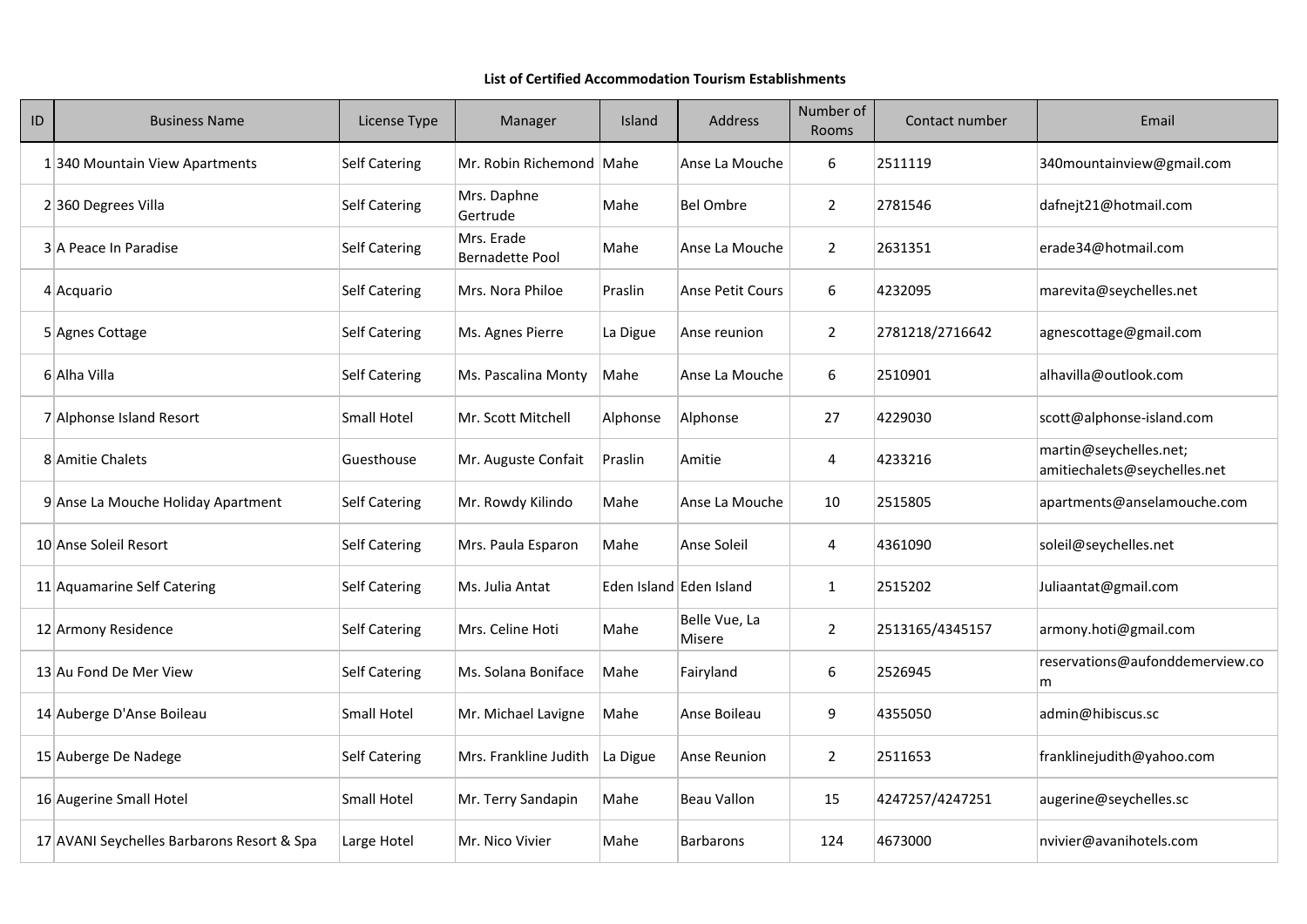**List of Certified Accommodation Tourism Establishments**

| ID | Business Name | License Type | Manager | Island | Address | Number of Rooms | Contact number | Email |
|---|---|---|---|---|---|---|---|---|
| 1 | 340 Mountain View Apartments | Self Catering | Mr. Robin Richemond | Mahe | Anse La Mouche | 6 | 2511119 | 340mountainview@gmail.com |
| 2 | 360 Degrees Villa | Self Catering | Mrs. Daphne Gertrude | Mahe | Bel Ombre | 2 | 2781546 | dafnejt21@hotmail.com |
| 3 | A Peace In Paradise | Self Catering | Mrs. Erade Bernadette Pool | Mahe | Anse La Mouche | 2 | 2631351 | erade34@hotmail.com |
| 4 | Acquario | Self Catering | Mrs. Nora Philoe | Praslin | Anse Petit Cours | 6 | 4232095 | marevita@seychelles.net |
| 5 | Agnes Cottage | Self Catering | Ms. Agnes Pierre | La Digue | Anse reunion | 2 | 2781218/2716642 | agnescottage@gmail.com |
| 6 | Alha Villa | Self Catering | Ms. Pascalina Monty | Mahe | Anse La Mouche | 6 | 2510901 | alhavilla@outlook.com |
| 7 | Alphonse Island Resort | Small Hotel | Mr. Scott Mitchell | Alphonse | Alphonse | 27 | 4229030 | scott@alphonse-island.com |
| 8 | Amitie Chalets | Guesthouse | Mr. Auguste Confait | Praslin | Amitie | 4 | 4233216 | martin@seychelles.net; amitiechalets@seychelles.net |
| 9 | Anse La Mouche Holiday Apartment | Self Catering | Mr. Rowdy Kilindo | Mahe | Anse La Mouche | 10 | 2515805 | apartments@anselamouche.com |
| 10 | Anse Soleil Resort | Self Catering | Mrs. Paula Esparon | Mahe | Anse Soleil | 4 | 4361090 | soleil@seychelles.net |
| 11 | Aquamarine Self Catering | Self Catering | Ms. Julia Antat | Eden Island | Eden Island | 1 | 2515202 | Juliaantat@gmail.com |
| 12 | Armony Residence | Self Catering | Mrs. Celine Hoti | Mahe | Belle Vue, La Misere | 2 | 2513165/4345157 | armony.hoti@gmail.com |
| 13 | Au Fond De Mer View | Self Catering | Ms. Solana Boniface | Mahe | Fairyland | 6 | 2526945 | reservations@aufonddemerview.com |
| 14 | Auberge D'Anse Boileau | Small Hotel | Mr. Michael Lavigne | Mahe | Anse Boileau | 9 | 4355050 | admin@hibiscus.sc |
| 15 | Auberge De Nadege | Self Catering | Mrs. Frankline Judith | La Digue | Anse Reunion | 2 | 2511653 | franklinejudith@yahoo.com |
| 16 | Augerine Small Hotel | Small Hotel | Mr. Terry Sandapin | Mahe | Beau Vallon | 15 | 4247257/4247251 | augerine@seychelles.sc |
| 17 | AVANI Seychelles Barbarons Resort & Spa | Large Hotel | Mr. Nico Vivier | Mahe | Barbarons | 124 | 4673000 | nvivier@avanihotels.com |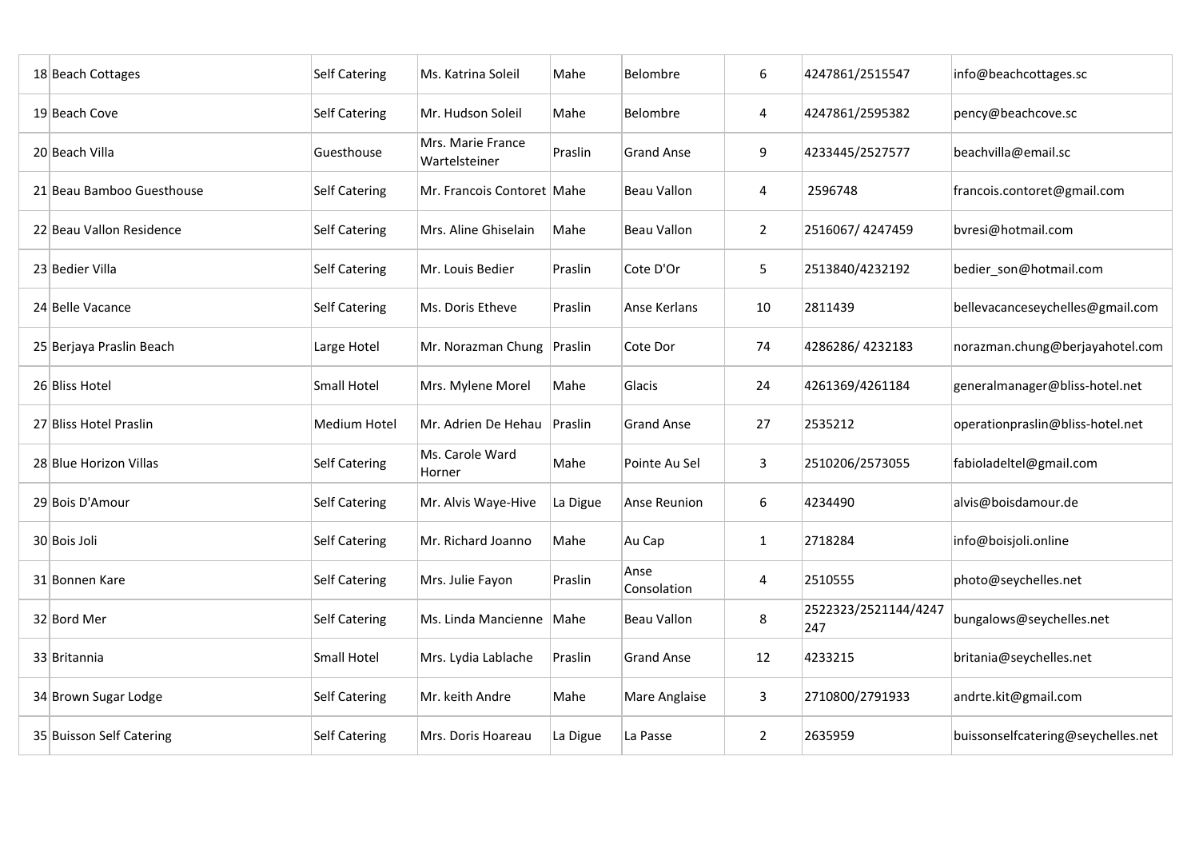| | | | | | | | | |
|---|---|---|---|---|---|---|---|---|
| 18 | Beach Cottages | Self Catering | Ms. Katrina Soleil | Mahe | Belombre | 6 | 4247861/2515547 | info@beachcottages.sc |
| 19 | Beach Cove | Self Catering | Mr. Hudson Soleil | Mahe | Belombre | 4 | 4247861/2595382 | pency@beachcove.sc |
| 20 | Beach Villa | Guesthouse | Mrs. Marie France Wartelsteiner | Praslin | Grand Anse | 9 | 4233445/2527577 | beachvilla@email.sc |
| 21 | Beau Bamboo Guesthouse | Self Catering | Mr. Francois Contoret | Mahe | Beau Vallon | 4 | 2596748 | francois.contoret@gmail.com |
| 22 | Beau Vallon Residence | Self Catering | Mrs. Aline Ghiselain | Mahe | Beau Vallon | 2 | 2516067/ 4247459 | bvresi@hotmail.com |
| 23 | Bedier Villa | Self Catering | Mr. Louis Bedier | Praslin | Cote D'Or | 5 | 2513840/4232192 | bedier_son@hotmail.com |
| 24 | Belle Vacance | Self Catering | Ms. Doris Etheve | Praslin | Anse Kerlans | 10 | 2811439 | bellevacanceseychelles@gmail.com |
| 25 | Berjaya Praslin Beach | Large Hotel | Mr. Norazman Chung | Praslin | Cote Dor | 74 | 4286286/ 4232183 | norazman.chung@berjayahotel.com |
| 26 | Bliss Hotel | Small Hotel | Mrs. Mylene Morel | Mahe | Glacis | 24 | 4261369/4261184 | generalmanager@bliss-hotel.net |
| 27 | Bliss Hotel Praslin | Medium Hotel | Mr. Adrien De Hehau | Praslin | Grand Anse | 27 | 2535212 | operationpraslin@bliss-hotel.net |
| 28 | Blue Horizon Villas | Self Catering | Ms. Carole Ward Horner | Mahe | Pointe Au Sel | 3 | 2510206/2573055 | fabioladeltel@gmail.com |
| 29 | Bois D'Amour | Self Catering | Mr. Alvis Waye-Hive | La Digue | Anse Reunion | 6 | 4234490 | alvis@boisdamour.de |
| 30 | Bois Joli | Self Catering | Mr. Richard Joanno | Mahe | Au Cap | 1 | 2718284 | info@boisjoli.online |
| 31 | Bonnen Kare | Self Catering | Mrs. Julie Fayon | Praslin | Anse Consolation | 4 | 2510555 | photo@seychelles.net |
| 32 | Bord Mer | Self Catering | Ms. Linda Mancienne | Mahe | Beau Vallon | 8 | 2522323/2521144/4247247 | bungalows@seychelles.net |
| 33 | Britannia | Small Hotel | Mrs. Lydia Lablache | Praslin | Grand Anse | 12 | 4233215 | britania@seychelles.net |
| 34 | Brown Sugar Lodge | Self Catering | Mr. keith Andre | Mahe | Mare Anglaise | 3 | 2710800/2791933 | andrte.kit@gmail.com |
| 35 | Buisson Self Catering | Self Catering | Mrs. Doris Hoareau | La Digue | La Passe | 2 | 2635959 | buissonselfcatering@seychelles.net |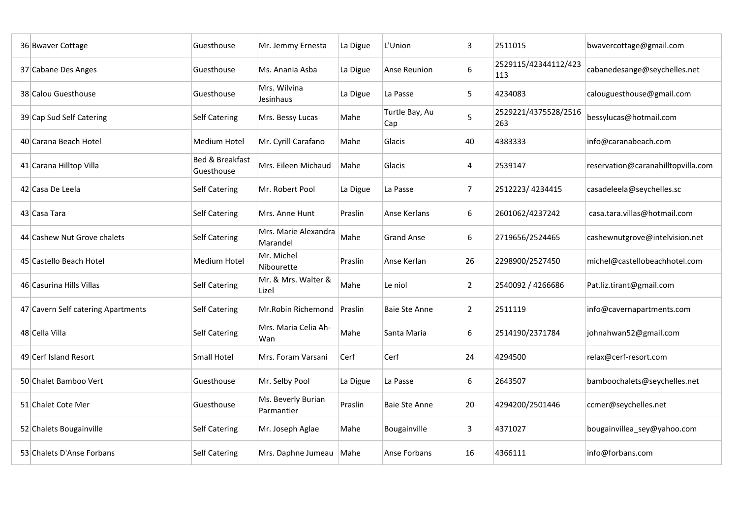| | | | | | | | | |
|---|---|---|---|---|---|---|---|---|
| 36 | Bwaver Cottage | Guesthouse | Mr. Jemmy Ernesta | La Digue | L'Union | 3 | 2511015 | bwavercottage@gmail.com |
| 37 | Cabane Des Anges | Guesthouse | Ms. Anania Asba | La Digue | Anse Reunion | 6 | 2529115/42344112/423 113 | cabanedesange@seychelles.net |
| 38 | Calou Guesthouse | Guesthouse | Mrs. Wilvina Jesinhaus | La Digue | La Passe | 5 | 4234083 | calouguesthouse@gmail.com |
| 39 | Cap Sud Self Catering | Self Catering | Mrs. Bessy Lucas | Mahe | Turtle Bay, Au Cap | 5 | 2529221/4375528/2516 263 | bessylucas@hotmail.com |
| 40 | Carana Beach Hotel | Medium Hotel | Mr. Cyrill Carafano | Mahe | Glacis | 40 | 4383333 | info@caranabeach.com |
| 41 | Carana Hilltop Villa | Bed & Breakfast Guesthouse | Mrs. Eileen Michaud | Mahe | Glacis | 4 | 2539147 | reservation@caranahilltopvilla.com |
| 42 | Casa De Leela | Self Catering | Mr. Robert Pool | La Digue | La Passe | 7 | 2512223/ 4234415 | casadeleela@seychelles.sc |
| 43 | Casa Tara | Self Catering | Mrs. Anne Hunt | Praslin | Anse Kerlans | 6 | 2601062/4237242 | casa.tara.villas@hotmail.com |
| 44 | Cashew Nut Grove chalets | Self Catering | Mrs. Marie Alexandra Marandel | Mahe | Grand Anse | 6 | 2719656/2524465 | cashewnutgrove@intelvision.net |
| 45 | Castello Beach Hotel | Medium Hotel | Mr. Michel Nibourette | Praslin | Anse Kerlan | 26 | 2298900/2527450 | michel@castellobeachhotel.com |
| 46 | Casurina Hills Villas | Self Catering | Mr. & Mrs. Walter & Lizel | Mahe | Le niol | 2 | 2540092 / 4266686 | Pat.liz.tirant@gmail.com |
| 47 | Cavern Self catering Apartments | Self Catering | Mr.Robin Richemond | Praslin | Baie Ste Anne | 2 | 2511119 | info@cavernapartments.com |
| 48 | Cella Villa | Self Catering | Mrs. Maria Celia Ah-Wan | Mahe | Santa Maria | 6 | 2514190/2371784 | johnahwan52@gmail.com |
| 49 | Cerf Island Resort | Small Hotel | Mrs. Foram Varsani | Cerf | Cerf | 24 | 4294500 | relax@cerf-resort.com |
| 50 | Chalet Bamboo Vert | Guesthouse | Mr. Selby Pool | La Digue | La Passe | 6 | 2643507 | bamboochalets@seychelles.net |
| 51 | Chalet Cote Mer | Guesthouse | Ms. Beverly Burian Parmantier | Praslin | Baie Ste Anne | 20 | 4294200/2501446 | ccmer@seychelles.net |
| 52 | Chalets Bougainville | Self Catering | Mr. Joseph Aglae | Mahe | Bougainville | 3 | 4371027 | bougainvillea_sey@yahoo.com |
| 53 | Chalets D'Anse Forbans | Self Catering | Mrs. Daphne Jumeau | Mahe | Anse Forbans | 16 | 4366111 | info@forbans.com |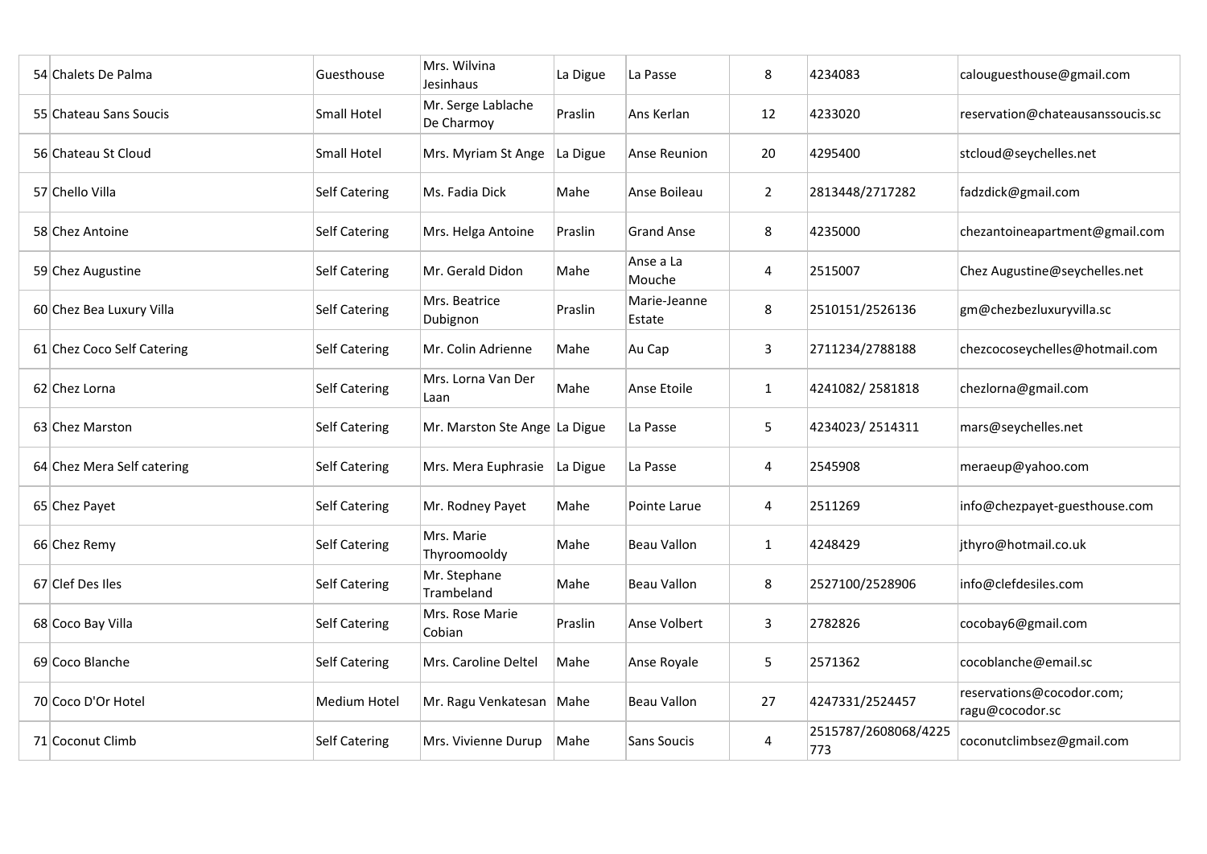| 54 | Chalets De Palma | Guesthouse | Mrs. Wilvina Jesinhaus | La Digue | La Passe | 8 | 4234083 | calouguesthouse@gmail.com |
|---|---|---|---|---|---|---|---|---|
| 55 | Chateau Sans Soucis | Small Hotel | Mr. Serge Lablache De Charmoy | Praslin | Ans Kerlan | 12 | 4233020 | reservation@chateausanssoucis.sc |
| 56 | Chateau St Cloud | Small Hotel | Mrs. Myriam St Ange | La Digue | Anse Reunion | 20 | 4295400 | stcloud@seychelles.net |
| 57 | Chello Villa | Self Catering | Ms. Fadia Dick | Mahe | Anse Boileau | 2 | 2813448/2717282 | fadzdick@gmail.com |
| 58 | Chez Antoine | Self Catering | Mrs. Helga Antoine | Praslin | Grand Anse | 8 | 4235000 | chezantoineapartment@gmail.com |
| 59 | Chez Augustine | Self Catering | Mr. Gerald Didon | Mahe | Anse a La Mouche | 4 | 2515007 | Chez Augustine@seychelles.net |
| 60 | Chez Bea Luxury Villa | Self Catering | Mrs. Beatrice Dubignon | Praslin | Marie-Jeanne Estate | 8 | 2510151/2526136 | gm@chezbezluxuryvilla.sc |
| 61 | Chez Coco Self Catering | Self Catering | Mr. Colin Adrienne | Mahe | Au Cap | 3 | 2711234/2788188 | chezcocoseychelles@hotmail.com |
| 62 | Chez Lorna | Self Catering | Mrs. Lorna Van Der Laan | Mahe | Anse Etoile | 1 | 4241082/ 2581818 | chezlorna@gmail.com |
| 63 | Chez Marston | Self Catering | Mr. Marston Ste Ange | La Digue | La Passe | 5 | 4234023/ 2514311 | mars@seychelles.net |
| 64 | Chez Mera Self catering | Self Catering | Mrs. Mera Euphrasie | La Digue | La Passe | 4 | 2545908 | meraeup@yahoo.com |
| 65 | Chez Payet | Self Catering | Mr. Rodney Payet | Mahe | Pointe Larue | 4 | 2511269 | info@chezpayet-guesthouse.com |
| 66 | Chez Remy | Self Catering | Mrs. Marie Thyroomooldy | Mahe | Beau Vallon | 1 | 4248429 | jthyro@hotmail.co.uk |
| 67 | Clef Des Iles | Self Catering | Mr. Stephane Trambeland | Mahe | Beau Vallon | 8 | 2527100/2528906 | info@clefdesiles.com |
| 68 | Coco Bay Villa | Self Catering | Mrs. Rose Marie Cobian | Praslin | Anse Volbert | 3 | 2782826 | cocobay6@gmail.com |
| 69 | Coco Blanche | Self Catering | Mrs. Caroline Deltel | Mahe | Anse Royale | 5 | 2571362 | cocoblanche@email.sc |
| 70 | Coco D'Or Hotel | Medium Hotel | Mr. Ragu Venkatesan | Mahe | Beau Vallon | 27 | 4247331/2524457 | reservations@cocodor.com; ragu@cocodor.sc |
| 71 | Coconut Climb | Self Catering | Mrs. Vivienne Durup | Mahe | Sans Soucis | 4 | 2515787/2608068/4225773 | coconutclimbsez@gmail.com |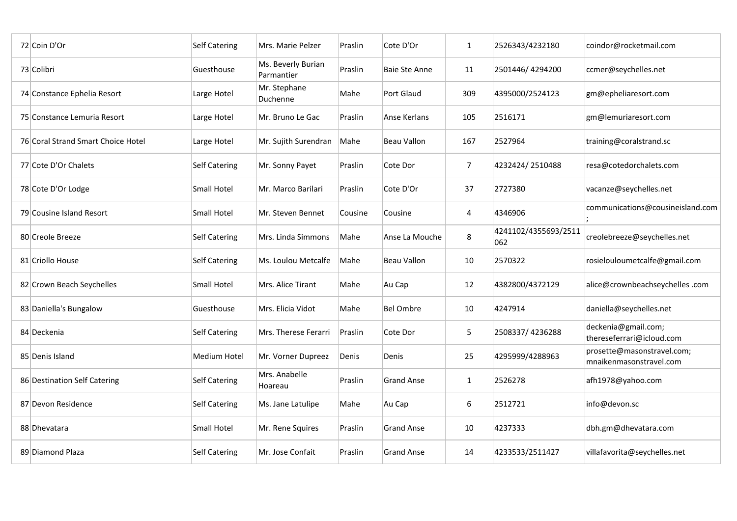| 72 | Coin D'Or | Self Catering | Mrs. Marie Pelzer | Praslin | Cote D'Or | 1 | 2526343/4232180 | coindor@rocketmail.com |
|---|---|---|---|---|---|---|---|---|
| 73 | Colibri | Guesthouse | Ms. Beverly Burian Parmantier | Praslin | Baie Ste Anne | 11 | 2501446/ 4294200 | ccmer@seychelles.net |
| 74 | Constance Ephelia Resort | Large Hotel | Mr. Stephane Duchenne | Mahe | Port Glaud | 309 | 4395000/2524123 | gm@epheliaresort.com |
| 75 | Constance Lemuria Resort | Large Hotel | Mr. Bruno Le Gac | Praslin | Anse Kerlans | 105 | 2516171 | gm@lemuriaresort.com |
| 76 | Coral Strand Smart Choice Hotel | Large Hotel | Mr. Sujith Surendran | Mahe | Beau Vallon | 167 | 2527964 | training@coralstrand.sc |
| 77 | Cote D'Or Chalets | Self Catering | Mr. Sonny Payet | Praslin | Cote Dor | 7 | 4232424/ 2510488 | resa@cotedorchalets.com |
| 78 | Cote D'Or Lodge | Small Hotel | Mr. Marco Barilari | Praslin | Cote D'Or | 37 | 2727380 | vacanze@seychelles.net |
| 79 | Cousine Island Resort | Small Hotel | Mr. Steven Bennet | Cousine | Cousine | 4 | 4346906 | communications@cousineisland.com ; |
| 80 | Creole Breeze | Self Catering | Mrs. Linda Simmons | Mahe | Anse La Mouche | 8 | 4241102/4355693/2511062 | creolebreeze@seychelles.net |
| 81 | Criollo House | Self Catering | Ms. Loulou Metcalfe | Mahe | Beau Vallon | 10 | 2570322 | rosieloulouметcalfe@gmail.com |
| 82 | Crown Beach Seychelles | Small Hotel | Mrs. Alice Tirant | Mahe | Au Cap | 12 | 4382800/4372129 | alice@crownbeachseychelles .com |
| 83 | Daniella's Bungalow | Guesthouse | Mrs. Elicia Vidot | Mahe | Bel Ombre | 10 | 4247914 | daniella@seychelles.net |
| 84 | Deckenia | Self Catering | Mrs. Therese Ferarri | Praslin | Cote Dor | 5 | 2508337/ 4236288 | deckenia@gmail.com; thereseferrari@icloud.com |
| 85 | Denis Island | Medium Hotel | Mr. Vorner Dupreez | Denis | Denis | 25 | 4295999/4288963 | prosette@masonstravel.com; mnaikenmasonstravel.com |
| 86 | Destination Self Catering | Self Catering | Mrs. Anabelle Hoareau | Praslin | Grand Anse | 1 | 2526278 | afh1978@yahoo.com |
| 87 | Devon Residence | Self Catering | Ms. Jane Latulipe | Mahe | Au Cap | 6 | 2512721 | info@devon.sc |
| 88 | Dhevatara | Small Hotel | Mr. Rene Squires | Praslin | Grand Anse | 10 | 4237333 | dbh.gm@dhevatara.com |
| 89 | Diamond Plaza | Self Catering | Mr. Jose Confait | Praslin | Grand Anse | 14 | 4233533/2511427 | villafavorita@seychelles.net |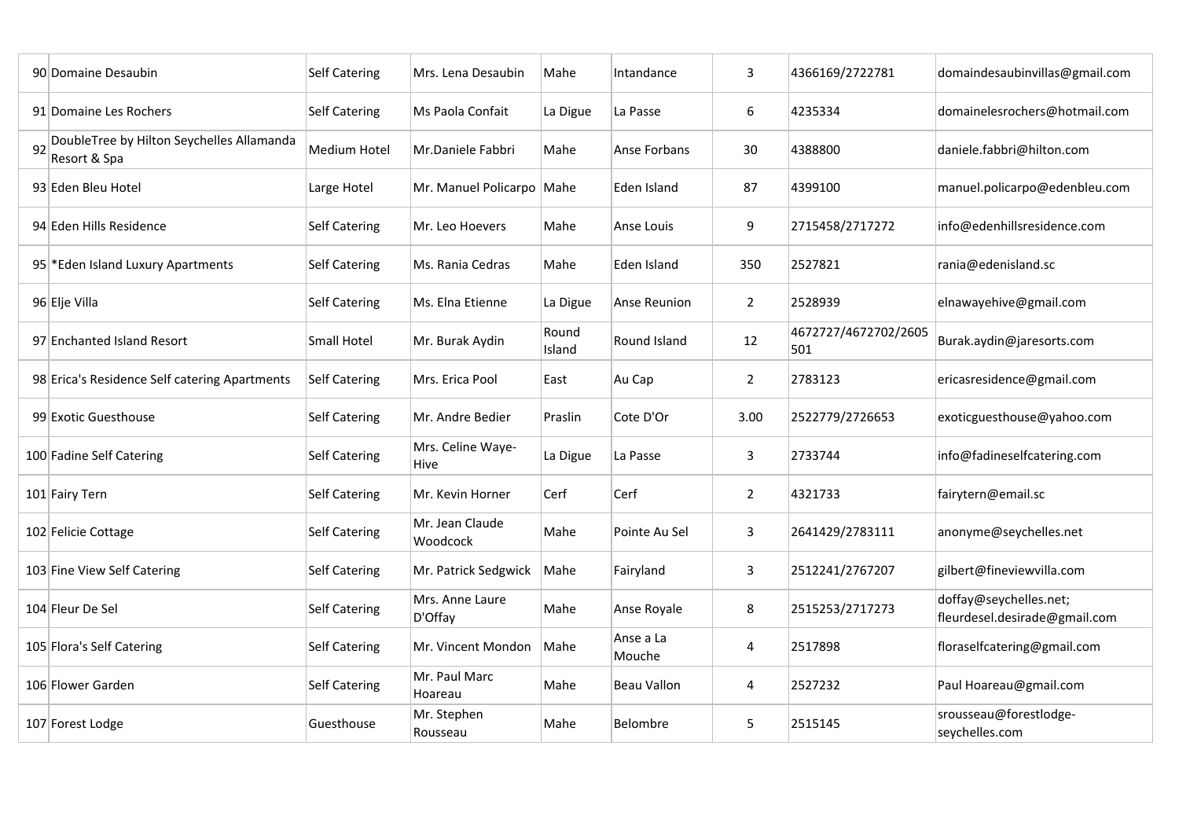| | | | | | | | | |
|---|---|---|---|---|---|---|---|---|
| 90 | Domaine Desaubin | Self Catering | Mrs. Lena Desaubin | Mahe | Intandance | 3 | 4366169/2722781 | domaindesaubinvillas@gmail.com |
| 91 | Domaine Les Rochers | Self Catering | Ms Paola Confait | La Digue | La Passe | 6 | 4235334 | domainelesrochers@hotmail.com |
| 92 | DoubleTree by Hilton Seychelles Allamanda Resort & Spa | Medium Hotel | Mr.Daniele Fabbri | Mahe | Anse Forbans | 30 | 4388800 | daniele.fabbri@hilton.com |
| 93 | Eden Bleu Hotel | Large Hotel | Mr. Manuel Policarpo | Mahe | Eden Island | 87 | 4399100 | manuel.policarpo@edenbleu.com |
| 94 | Eden Hills Residence | Self Catering | Mr. Leo Hoevers | Mahe | Anse Louis | 9 | 2715458/2717272 | info@edenhillsresidence.com |
| 95 | *Eden Island Luxury Apartments | Self Catering | Ms. Rania Cedras | Mahe | Eden Island | 350 | 2527821 | rania@edenisland.sc |
| 96 | Elje Villa | Self Catering | Ms. Elna Etienne | La Digue | Anse Reunion | 2 | 2528939 | elnawayehive@gmail.com |
| 97 | Enchanted Island Resort | Small Hotel | Mr. Burak Aydin | Round Island | Round Island | 12 | 4672727/4672702/2605501 | Burak.aydin@jaresorts.com |
| 98 | Erica's Residence Self catering Apartments | Self Catering | Mrs. Erica Pool | East | Au Cap | 2 | 2783123 | ericasresidence@gmail.com |
| 99 | Exotic Guesthouse | Self Catering | Mr. Andre Bedier | Praslin | Cote D'Or | 3.00 | 2522779/2726653 | exoticguesthouse@yahoo.com |
| 100 | Fadine Self Catering | Self Catering | Mrs. Celine Waye-Hive | La Digue | La Passe | 3 | 2733744 | info@fadineselfcatering.com |
| 101 | Fairy Tern | Self Catering | Mr. Kevin Horner | Cerf | Cerf | 2 | 4321733 | fairytern@email.sc |
| 102 | Felicie Cottage | Self Catering | Mr. Jean Claude Woodcock | Mahe | Pointe Au Sel | 3 | 2641429/2783111 | anonyme@seychelles.net |
| 103 | Fine View Self Catering | Self Catering | Mr. Patrick Sedgwick | Mahe | Fairyland | 3 | 2512241/2767207 | gilbert@fineviewvilla.com |
| 104 | Fleur De Sel | Self Catering | Mrs. Anne Laure D'Offay | Mahe | Anse Royale | 8 | 2515253/2717273 | doffay@seychelles.net; fleurdesel.desirade@gmail.com |
| 105 | Flora's Self Catering | Self Catering | Mr. Vincent Mondon | Mahe | Anse a La Mouche | 4 | 2517898 | floraselfcatering@gmail.com |
| 106 | Flower Garden | Self Catering | Mr. Paul Marc Hoareau | Mahe | Beau Vallon | 4 | 2527232 | Paul Hoareau@gmail.com |
| 107 | Forest Lodge | Guesthouse | Mr. Stephen Rousseau | Mahe | Belombre | 5 | 2515145 | srousseau@forestlodge-seychelles.com |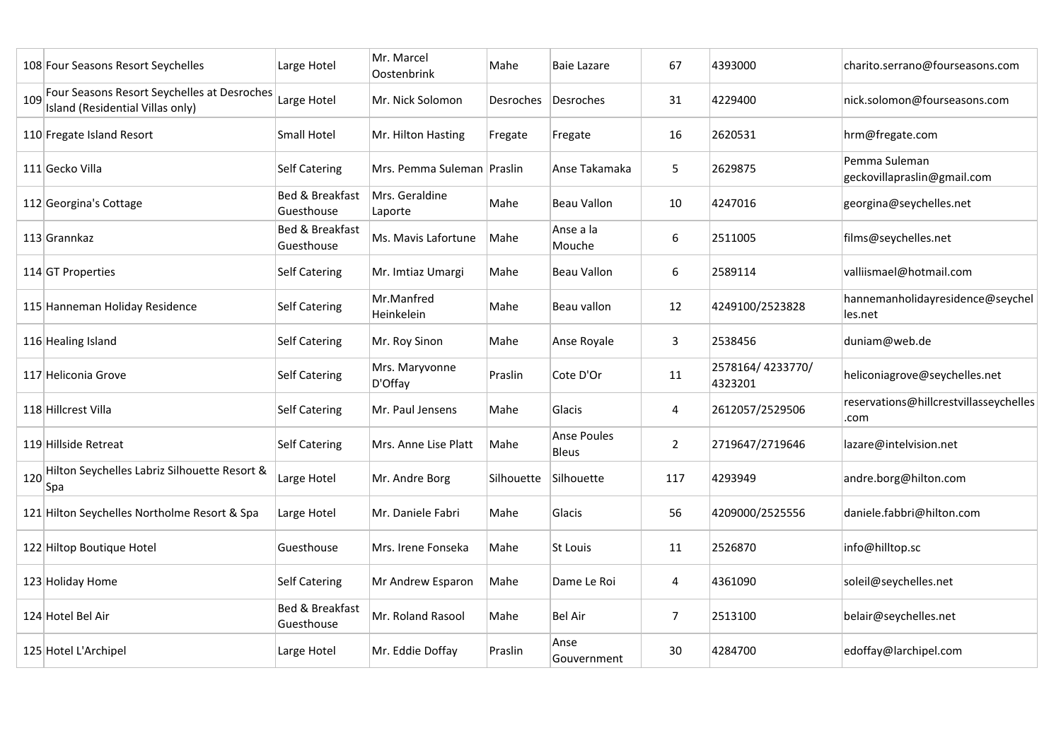| | | | | | | | | |
|---|---|---|---|---|---|---|---|---|
| 108 | Four Seasons Resort Seychelles | Large Hotel | Mr. Marcel Oostenbrink | Mahe | Baie Lazare | 67 | 4393000 | charito.serrano@fourseasons.com |
| 109 | Four Seasons Resort Seychelles at Desroches Island (Residential Villas only) | Large Hotel | Mr. Nick Solomon | Desroches | Desroches | 31 | 4229400 | nick.solomon@fourseasons.com |
| 110 | Fregate Island Resort | Small Hotel | Mr. Hilton Hasting | Fregate | Fregate | 16 | 2620531 | hrm@fregate.com |
| 111 | Gecko Villa | Self Catering | Mrs. Pemma Suleman | Praslin | Anse Takamaka | 5 | 2629875 | Pemma Suleman geckovillapraslin@gmail.com |
| 112 | Georgina's Cottage | Bed & Breakfast Guesthouse | Mrs. Geraldine Laporte | Mahe | Beau Vallon | 10 | 4247016 | georgina@seychelles.net |
| 113 | Grannkaz | Bed & Breakfast Guesthouse | Ms. Mavis Lafortune | Mahe | Anse a la Mouche | 6 | 2511005 | films@seychelles.net |
| 114 | GT Properties | Self Catering | Mr. Imtiaz Umargi | Mahe | Beau Vallon | 6 | 2589114 | valliismael@hotmail.com |
| 115 | Hanneman Holiday Residence | Self Catering | Mr.Manfred Heinkelein | Mahe | Beau vallon | 12 | 4249100/2523828 | hannemanholidayresidence@seychelles.net |
| 116 | Healing Island | Self Catering | Mr. Roy Sinon | Mahe | Anse Royale | 3 | 2538456 | duniam@web.de |
| 117 | Heliconia Grove | Self Catering | Mrs. Maryvonne D'Offay | Praslin | Cote D'Or | 11 | 2578164/ 4233770/ 4323201 | heliconiagrove@seychelles.net |
| 118 | Hillcrest Villa | Self Catering | Mr. Paul Jensens | Mahe | Glacis | 4 | 2612057/2529506 | reservations@hillcrestvillasseychelles.com |
| 119 | Hillside Retreat | Self Catering | Mrs. Anne Lise Platt | Mahe | Anse Poules Bleus | 2 | 2719647/2719646 | lazare@intelvision.net |
| 120 | Hilton Seychelles Labriz Silhouette Resort & Spa | Large Hotel | Mr. Andre Borg | Silhouette | Silhouette | 117 | 4293949 | andre.borg@hilton.com |
| 121 | Hilton Seychelles Northolme Resort & Spa | Large Hotel | Mr. Daniele Fabri | Mahe | Glacis | 56 | 4209000/2525556 | daniele.fabbri@hilton.com |
| 122 | Hiltop Boutique Hotel | Guesthouse | Mrs. Irene Fonseka | Mahe | St Louis | 11 | 2526870 | info@hilltop.sc |
| 123 | Holiday Home | Self Catering | Mr Andrew Esparon | Mahe | Dame Le Roi | 4 | 4361090 | soleil@seychelles.net |
| 124 | Hotel Bel Air | Bed & Breakfast Guesthouse | Mr. Roland Rasool | Mahe | Bel Air | 7 | 2513100 | belair@seychelles.net |
| 125 | Hotel L'Archipel | Large Hotel | Mr. Eddie Doffay | Praslin | Anse Gouvernment | 30 | 4284700 | edoffay@larchipel.com |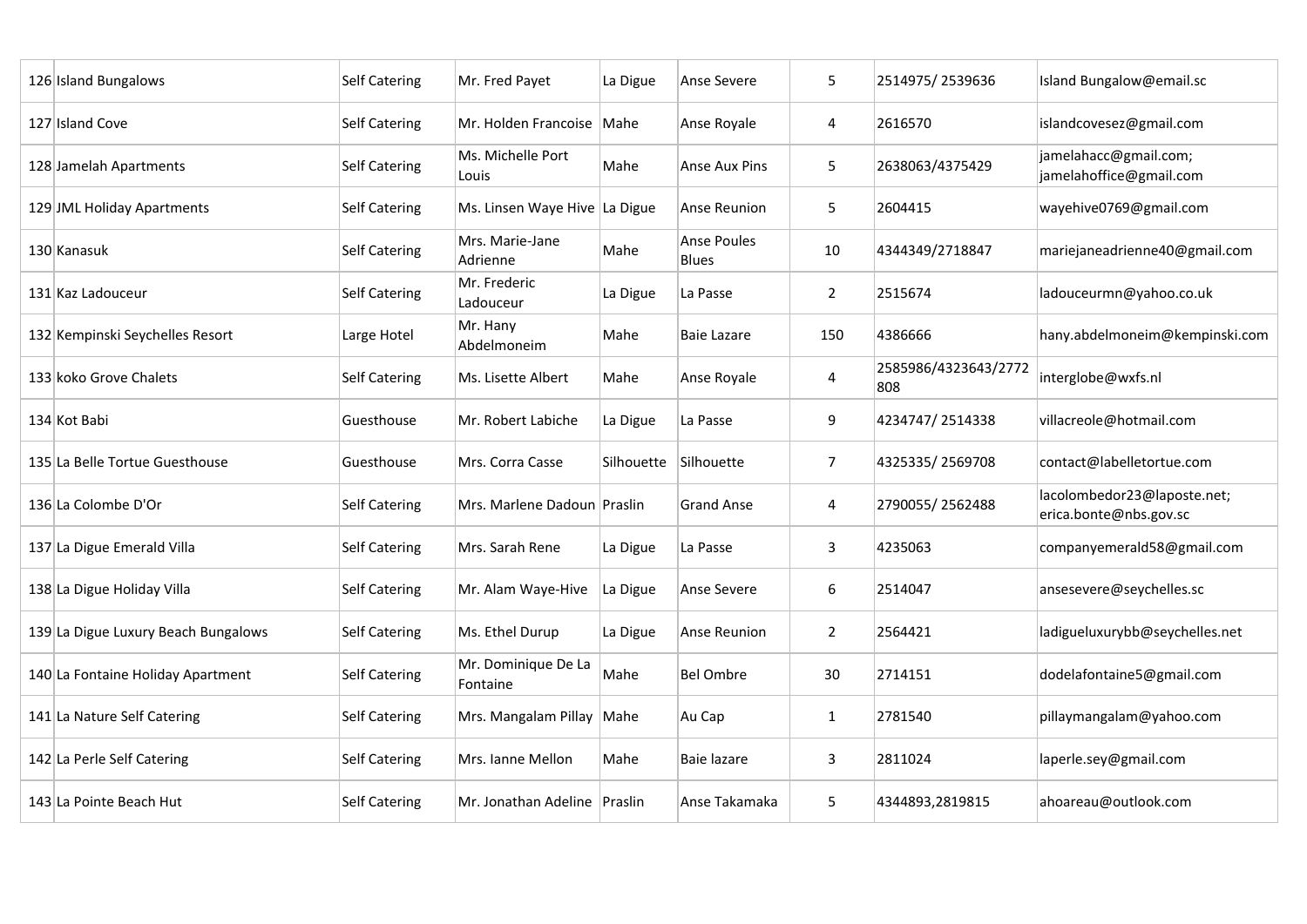| | | | | | | | | |
|---|---|---|---|---|---|---|---|---|
| 126 | Island Bungalows | Self Catering | Mr. Fred Payet | La Digue | Anse Severe | 5 | 2514975/ 2539636 | Island Bungalow@email.sc |
| 127 | Island Cove | Self Catering | Mr. Holden Francoise | Mahe | Anse Royale | 4 | 2616570 | islandcovesez@gmail.com |
| 128 | Jamelah Apartments | Self Catering | Ms. Michelle Port Louis | Mahe | Anse Aux Pins | 5 | 2638063/4375429 | jamelahacc@gmail.com; jamelahoffice@gmail.com |
| 129 | JML Holiday Apartments | Self Catering | Ms. Linsen Waye Hive | La Digue | Anse Reunion | 5 | 2604415 | wayehive0769@gmail.com |
| 130 | Kanasuk | Self Catering | Mrs. Marie-Jane Adrienne | Mahe | Anse Poules Blues | 10 | 4344349/2718847 | mariejaneadrienne40@gmail.com |
| 131 | Kaz Ladouceur | Self Catering | Mr. Frederic Ladouceur | La Digue | La Passe | 2 | 2515674 | ladouceurmn@yahoo.co.uk |
| 132 | Kempinski Seychelles Resort | Large Hotel | Mr. Hany Abdelmoneim | Mahe | Baie Lazare | 150 | 4386666 | hany.abdelmoneim@kempinski.com |
| 133 | koko Grove Chalets | Self Catering | Ms. Lisette Albert | Mahe | Anse Royale | 4 | 2585986/4323643/2772808 | interglobe@wxfs.nl |
| 134 | Kot Babi | Guesthouse | Mr. Robert Labiche | La Digue | La Passe | 9 | 4234747/ 2514338 | villacreole@hotmail.com |
| 135 | La Belle Tortue Guesthouse | Guesthouse | Mrs. Corra Casse | Silhouette | Silhouette | 7 | 4325335/ 2569708 | contact@labelletortue.com |
| 136 | La Colombe D'Or | Self Catering | Mrs. Marlene Dadoun | Praslin | Grand Anse | 4 | 2790055/ 2562488 | lacolombedor23@laposte.net; erica.bonte@nbs.gov.sc |
| 137 | La Digue Emerald Villa | Self Catering | Mrs. Sarah Rene | La Digue | La Passe | 3 | 4235063 | companyemerald58@gmail.com |
| 138 | La Digue Holiday Villa | Self Catering | Mr. Alam Waye-Hive | La Digue | Anse Severe | 6 | 2514047 | ansesevere@seychelles.sc |
| 139 | La Digue Luxury Beach Bungalows | Self Catering | Ms. Ethel Durup | La Digue | Anse Reunion | 2 | 2564421 | ladigueluxurybb@seychelles.net |
| 140 | La Fontaine Holiday Apartment | Self Catering | Mr. Dominique De La Fontaine | Mahe | Bel Ombre | 30 | 2714151 | dodelafontaine5@gmail.com |
| 141 | La Nature Self Catering | Self Catering | Mrs. Mangalam Pillay | Mahe | Au Cap | 1 | 2781540 | pillaymangalam@yahoo.com |
| 142 | La Perle Self Catering | Self Catering | Mrs. Ianne Mellon | Mahe | Baie lazare | 3 | 2811024 | laperle.sey@gmail.com |
| 143 | La Pointe Beach Hut | Self Catering | Mr. Jonathan Adeline | Praslin | Anse Takamaka | 5 | 4344893,2819815 | ahoareau@outlook.com |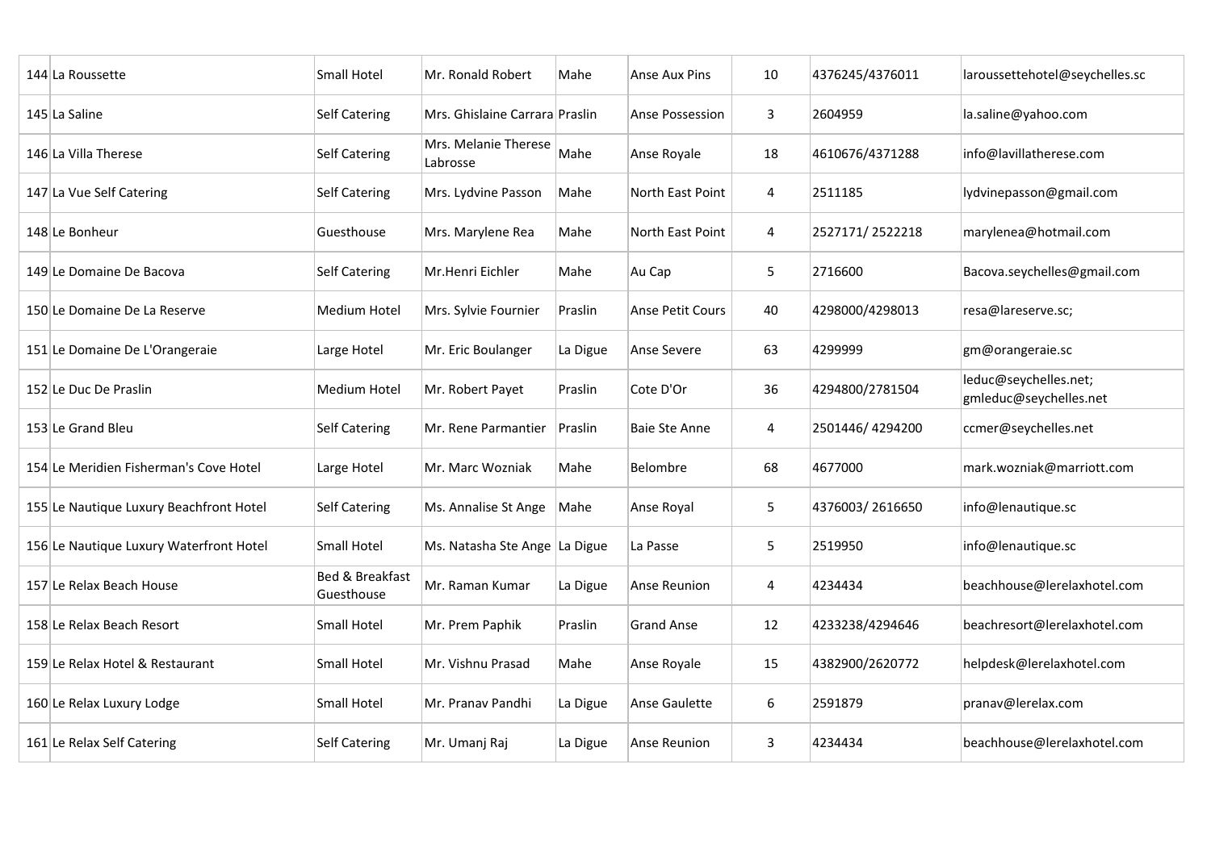| | | | | | | | | |
|---|---|---|---|---|---|---|---|---|
| 144 | La Roussette | Small Hotel | Mr. Ronald Robert | Mahe | Anse Aux Pins | 10 | 4376245/4376011 | laroussettehotel@seychelles.sc |
| 145 | La Saline | Self Catering | Mrs. Ghislaine Carrara | Praslin | Anse Possession | 3 | 2604959 | la.saline@yahoo.com |
| 146 | La Villa Therese | Self Catering | Mrs. Melanie Therese Labrosse | Mahe | Anse Royale | 18 | 4610676/4371288 | info@lavillatherese.com |
| 147 | La Vue Self Catering | Self Catering | Mrs. Lydvine Passon | Mahe | North East Point | 4 | 2511185 | lydvinepasson@gmail.com |
| 148 | Le Bonheur | Guesthouse | Mrs. Marylene Rea | Mahe | North East Point | 4 | 2527171/ 2522218 | marylenea@hotmail.com |
| 149 | Le Domaine De Bacova | Self Catering | Mr.Henri Eichler | Mahe | Au Cap | 5 | 2716600 | Bacova.seychelles@gmail.com |
| 150 | Le Domaine De La Reserve | Medium Hotel | Mrs. Sylvie Fournier | Praslin | Anse Petit Cours | 40 | 4298000/4298013 | resa@lareserve.sc; |
| 151 | Le Domaine De L'Orangeraie | Large Hotel | Mr. Eric Boulanger | La Digue | Anse Severe | 63 | 4299999 | gm@orangeraie.sc |
| 152 | Le Duc De Praslin | Medium Hotel | Mr. Robert Payet | Praslin | Cote D'Or | 36 | 4294800/2781504 | leduc@seychelles.net; gmleduc@seychelles.net |
| 153 | Le Grand Bleu | Self Catering | Mr. Rene Parmantier | Praslin | Baie Ste Anne | 4 | 2501446/ 4294200 | ccmer@seychelles.net |
| 154 | Le Meridien Fisherman's Cove Hotel | Large Hotel | Mr. Marc Wozniak | Mahe | Belombre | 68 | 4677000 | mark.wozniak@marriott.com |
| 155 | Le Nautique Luxury Beachfront Hotel | Self Catering | Ms. Annalise St Ange | Mahe | Anse Royal | 5 | 4376003/ 2616650 | info@lenautique.sc |
| 156 | Le Nautique Luxury Waterfront Hotel | Small Hotel | Ms. Natasha Ste Ange | La Digue | La Passe | 5 | 2519950 | info@lenautique.sc |
| 157 | Le Relax Beach House | Bed & Breakfast Guesthouse | Mr. Raman Kumar | La Digue | Anse Reunion | 4 | 4234434 | beachhouse@lerelaxhotel.com |
| 158 | Le Relax Beach Resort | Small Hotel | Mr. Prem Paphik | Praslin | Grand Anse | 12 | 4233238/4294646 | beachresort@lerelaxhotel.com |
| 159 | Le Relax Hotel & Restaurant | Small Hotel | Mr. Vishnu Prasad | Mahe | Anse Royale | 15 | 4382900/2620772 | helpdesk@lerelaxhotel.com |
| 160 | Le Relax Luxury Lodge | Small Hotel | Mr. Pranav Pandhi | La Digue | Anse Gaulette | 6 | 2591879 | pranav@lerelax.com |
| 161 | Le Relax Self Catering | Self Catering | Mr. Umanj Raj | La Digue | Anse Reunion | 3 | 4234434 | beachhouse@lerelaxhotel.com |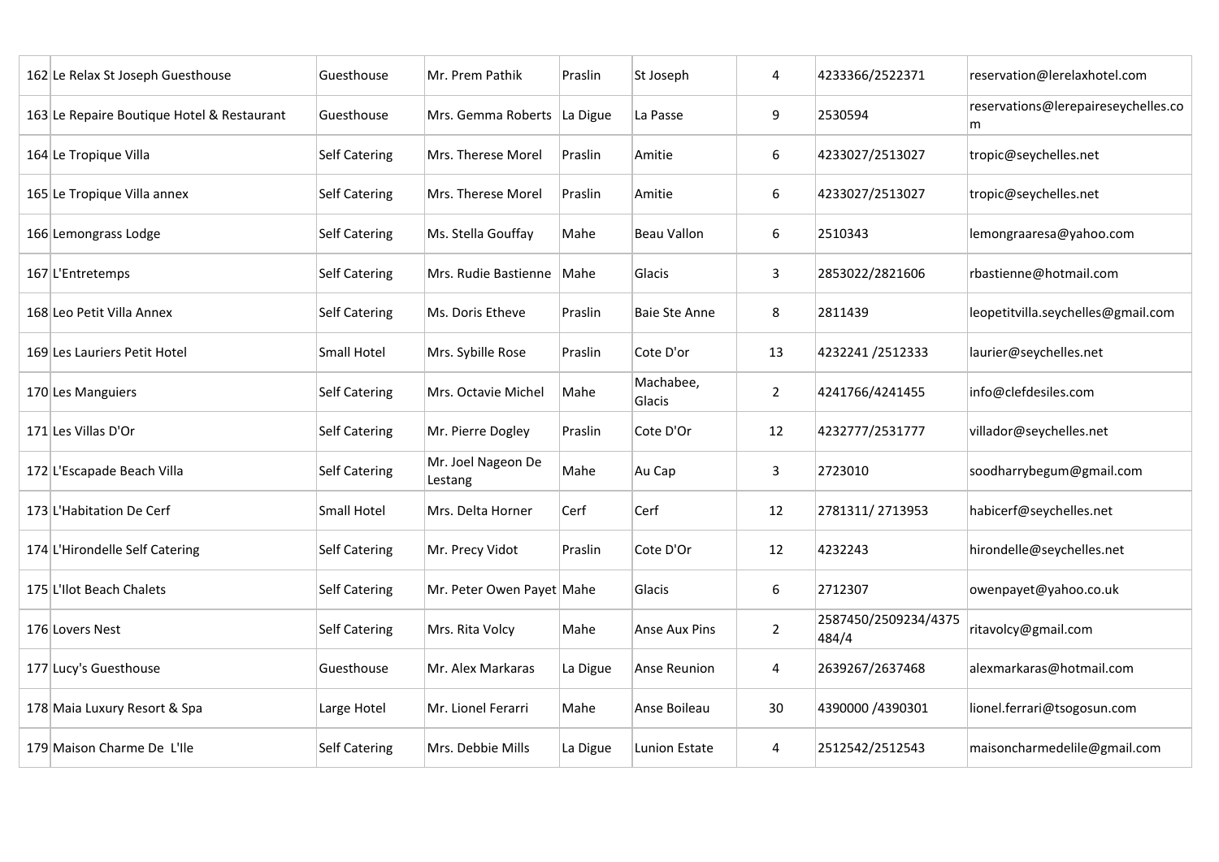| | | | | | | | | |
|---|---|---|---|---|---|---|---|---|
| 162 | Le Relax St Joseph Guesthouse | Guesthouse | Mr. Prem Pathik | Praslin | St Joseph | 4 | 4233366/2522371 | reservation@lerelaxhotel.com |
| 163 | Le Repaire Boutique Hotel & Restaurant | Guesthouse | Mrs. Gemma Roberts | La Digue | La Passe | 9 | 2530594 | reservations@lerepaireseychelles.com |
| 164 | Le Tropique Villa | Self Catering | Mrs. Therese Morel | Praslin | Amitie | 6 | 4233027/2513027 | tropic@seychelles.net |
| 165 | Le Tropique Villa annex | Self Catering | Mrs. Therese Morel | Praslin | Amitie | 6 | 4233027/2513027 | tropic@seychelles.net |
| 166 | Lemongrass Lodge | Self Catering | Ms. Stella Gouffay | Mahe | Beau Vallon | 6 | 2510343 | lemongraaresa@yahoo.com |
| 167 | L'Entretemps | Self Catering | Mrs. Rudie Bastienne | Mahe | Glacis | 3 | 2853022/2821606 | rbastienne@hotmail.com |
| 168 | Leo Petit Villa Annex | Self Catering | Ms. Doris Etheve | Praslin | Baie Ste Anne | 8 | 2811439 | leopetitvilla.seychelles@gmail.com |
| 169 | Les Lauriers Petit Hotel | Small Hotel | Mrs. Sybille Rose | Praslin | Cote D'or | 13 | 4232241 /2512333 | laurier@seychelles.net |
| 170 | Les Manguiers | Self Catering | Mrs. Octavie Michel | Mahe | Machabee, Glacis | 2 | 4241766/4241455 | info@clefdesiles.com |
| 171 | Les Villas D'Or | Self Catering | Mr. Pierre Dogley | Praslin | Cote D'Or | 12 | 4232777/2531777 | villador@seychelles.net |
| 172 | L'Escapade Beach Villa | Self Catering | Mr. Joel Nageon De Lestang | Mahe | Au Cap | 3 | 2723010 | soodharrybegum@gmail.com |
| 173 | L'Habitation De Cerf | Small Hotel | Mrs. Delta Horner | Cerf | Cerf | 12 | 2781311/ 2713953 | habicerf@seychelles.net |
| 174 | L'Hirondelle Self Catering | Self Catering | Mr. Precy Vidot | Praslin | Cote D'Or | 12 | 4232243 | hirondelle@seychelles.net |
| 175 | L'Ilot Beach Chalets | Self Catering | Mr. Peter Owen Payet | Mahe | Glacis | 6 | 2712307 | owenpayet@yahoo.co.uk |
| 176 | Lovers Nest | Self Catering | Mrs. Rita Volcy | Mahe | Anse Aux Pins | 2 | 2587450/2509234/4375484/4 | ritavolcy@gmail.com |
| 177 | Lucy's Guesthouse | Guesthouse | Mr. Alex Markaras | La Digue | Anse Reunion | 4 | 2639267/2637468 | alexmarkaras@hotmail.com |
| 178 | Maia Luxury Resort & Spa | Large Hotel | Mr. Lionel Ferarri | Mahe | Anse Boileau | 30 | 4390000 /4390301 | lionel.ferrari@tsogosun.com |
| 179 | Maison Charme De L'Ile | Self Catering | Mrs. Debbie Mills | La Digue | Lunion Estate | 4 | 2512542/2512543 | maisoncharmedelile@gmail.com |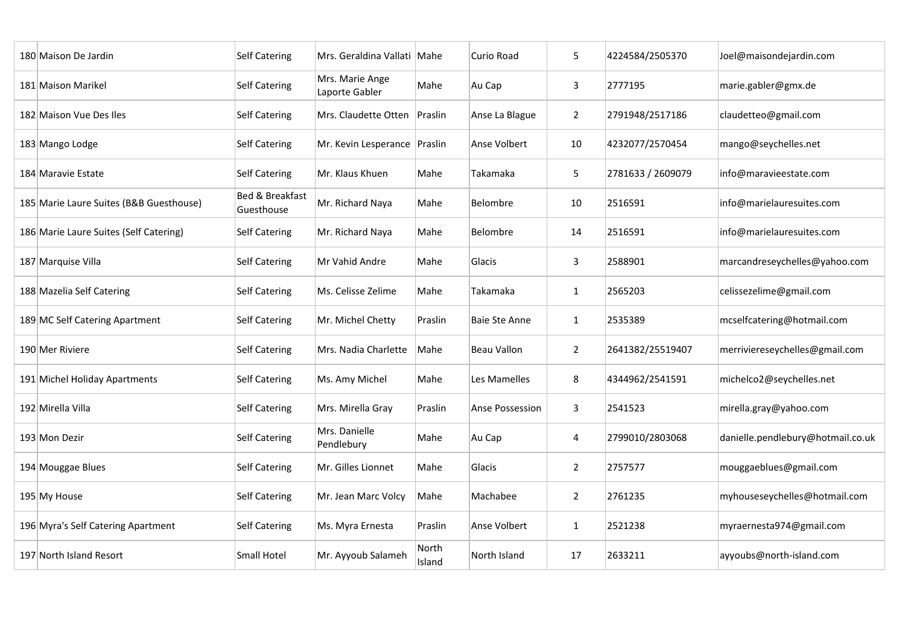| | | | | | | | | |
|---|---|---|---|---|---|---|---|---|
| 180 | Maison De Jardin | Self Catering | Mrs. Geraldina Vallati | Mahe | Curio Road | 5 | 4224584/2505370 | Joel@maisondejardin.com |
| 181 | Maison Marikel | Self Catering | Mrs. Marie Ange Laporte Gabler | Mahe | Au Cap | 3 | 2777195 | marie.gabler@gmx.de |
| 182 | Maison Vue Des Iles | Self Catering | Mrs. Claudette Otten | Praslin | Anse La Blague | 2 | 2791948/2517186 | claudetteo@gmail.com |
| 183 | Mango Lodge | Self Catering | Mr. Kevin Lesperance | Praslin | Anse Volbert | 10 | 4232077/2570454 | mango@seychelles.net |
| 184 | Maravie Estate | Self Catering | Mr. Klaus Khuen | Mahe | Takamaka | 5 | 2781633 / 2609079 | info@maravieestate.com |
| 185 | Marie Laure Suites (B&B Guesthouse) | Bed & Breakfast Guesthouse | Mr. Richard Naya | Mahe | Belombre | 10 | 2516591 | info@marielauresuites.com |
| 186 | Marie Laure Suites (Self Catering) | Self Catering | Mr. Richard Naya | Mahe | Belombre | 14 | 2516591 | info@marielauresuites.com |
| 187 | Marquise Villa | Self Catering | Mr Vahid Andre | Mahe | Glacis | 3 | 2588901 | marcandreseychelles@yahoo.com |
| 188 | Mazelia Self Catering | Self Catering | Ms. Celisse Zelime | Mahe | Takamaka | 1 | 2565203 | celissezelime@gmail.com |
| 189 | MC Self Catering Apartment | Self Catering | Mr. Michel Chetty | Praslin | Baie Ste Anne | 1 | 2535389 | mcselfcatering@hotmail.com |
| 190 | Mer Riviere | Self Catering | Mrs. Nadia Charlette | Mahe | Beau Vallon | 2 | 2641382/25519407 | merriviereseychelles@gmail.com |
| 191 | Michel Holiday Apartments | Self Catering | Ms. Amy Michel | Mahe | Les Mamelles | 8 | 4344962/2541591 | michelco2@seychelles.net |
| 192 | Mirella Villa | Self Catering | Mrs. Mirella Gray | Praslin | Anse Possession | 3 | 2541523 | mirella.gray@yahoo.com |
| 193 | Mon Dezir | Self Catering | Mrs. Danielle Pendlebury | Mahe | Au Cap | 4 | 2799010/2803068 | danielle.pendlebury@hotmail.co.uk |
| 194 | Mouggae Blues | Self Catering | Mr. Gilles Lionnet | Mahe | Glacis | 2 | 2757577 | mouggaeblues@gmail.com |
| 195 | My House | Self Catering | Mr. Jean Marc Volcy | Mahe | Machabee | 2 | 2761235 | myhouseseychelles@hotmail.com |
| 196 | Myra's Self Catering Apartment | Self Catering | Ms. Myra Ernesta | Praslin | Anse Volbert | 1 | 2521238 | myraernesta974@gmail.com |
| 197 | North Island Resort | Small Hotel | Mr. Ayyoub Salameh | North Island | North Island | 17 | 2633211 | ayyoubs@north-island.com |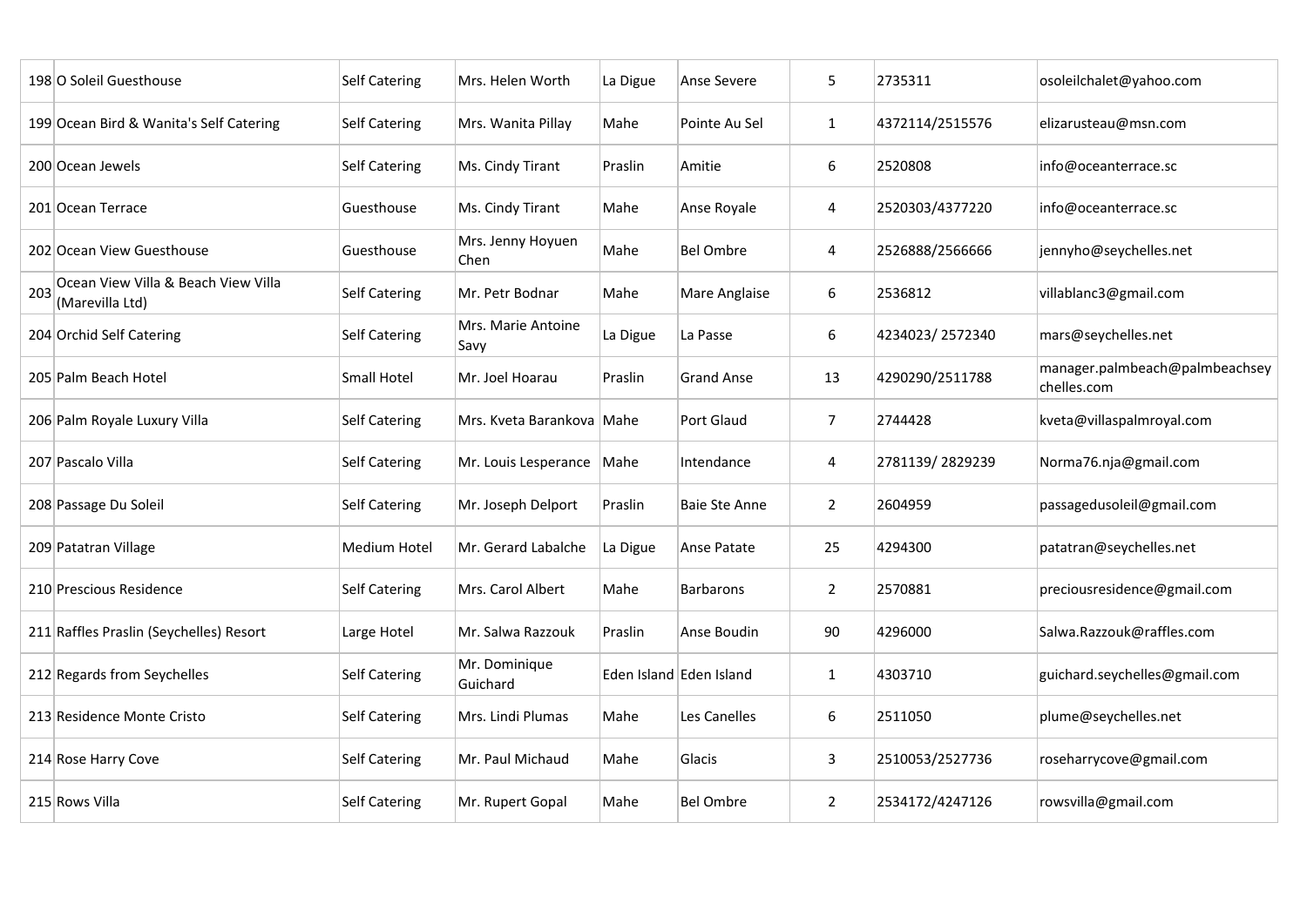| | | | | | | | | |
|---|---|---|---|---|---|---|---|---|
| 198 | O Soleil Guesthouse | Self Catering | Mrs. Helen Worth | La Digue | Anse Severe | 5 | 2735311 | osoleilchalet@yahoo.com |
| 199 | Ocean Bird & Wanita's Self Catering | Self Catering | Mrs. Wanita Pillay | Mahe | Pointe Au Sel | 1 | 4372114/2515576 | elizarusteau@msn.com |
| 200 | Ocean Jewels | Self Catering | Ms. Cindy Tirant | Praslin | Amitie | 6 | 2520808 | info@oceanterrace.sc |
| 201 | Ocean Terrace | Guesthouse | Ms. Cindy Tirant | Mahe | Anse Royale | 4 | 2520303/4377220 | info@oceanterrace.sc |
| 202 | Ocean View Guesthouse | Guesthouse | Mrs. Jenny Hoyuen Chen | Mahe | Bel Ombre | 4 | 2526888/2566666 | jennyho@seychelles.net |
| 203 | Ocean View Villa & Beach View Villa (Marevilla Ltd) | Self Catering | Mr. Petr Bodnar | Mahe | Mare Anglaise | 6 | 2536812 | villablanc3@gmail.com |
| 204 | Orchid Self Catering | Self Catering | Mrs. Marie Antoine Savy | La Digue | La Passe | 6 | 4234023/ 2572340 | mars@seychelles.net |
| 205 | Palm Beach Hotel | Small Hotel | Mr. Joel Hoarau | Praslin | Grand Anse | 13 | 4290290/2511788 | manager.palmbeach@palmbeachseychelles.com |
| 206 | Palm Royale Luxury Villa | Self Catering | Mrs. Kveta Barankova | Mahe | Port Glaud | 7 | 2744428 | kveta@villaspalmroyal.com |
| 207 | Pascalo Villa | Self Catering | Mr. Louis Lesperance | Mahe | Intendance | 4 | 2781139/ 2829239 | Norma76.nja@gmail.com |
| 208 | Passage Du Soleil | Self Catering | Mr. Joseph Delport | Praslin | Baie Ste Anne | 2 | 2604959 | passagedusoleil@gmail.com |
| 209 | Patatran Village | Medium Hotel | Mr. Gerard Labalche | La Digue | Anse Patate | 25 | 4294300 | patatran@seychelles.net |
| 210 | Prescious Residence | Self Catering | Mrs. Carol Albert | Mahe | Barbarons | 2 | 2570881 | preciousresidence@gmail.com |
| 211 | Raffles Praslin (Seychelles) Resort | Large Hotel | Mr. Salwa Razzouk | Praslin | Anse Boudin | 90 | 4296000 | Salwa.Razzouk@raffles.com |
| 212 | Regards from Seychelles | Self Catering | Mr. Dominique Guichard | Eden Island | Eden Island | 1 | 4303710 | guichard.seychelles@gmail.com |
| 213 | Residence Monte Cristo | Self Catering | Mrs. Lindi Plumas | Mahe | Les Canelles | 6 | 2511050 | plume@seychelles.net |
| 214 | Rose Harry Cove | Self Catering | Mr. Paul Michaud | Mahe | Glacis | 3 | 2510053/2527736 | roseharrycove@gmail.com |
| 215 | Rows Villa | Self Catering | Mr. Rupert Gopal | Mahe | Bel Ombre | 2 | 2534172/4247126 | rowsvilla@gmail.com |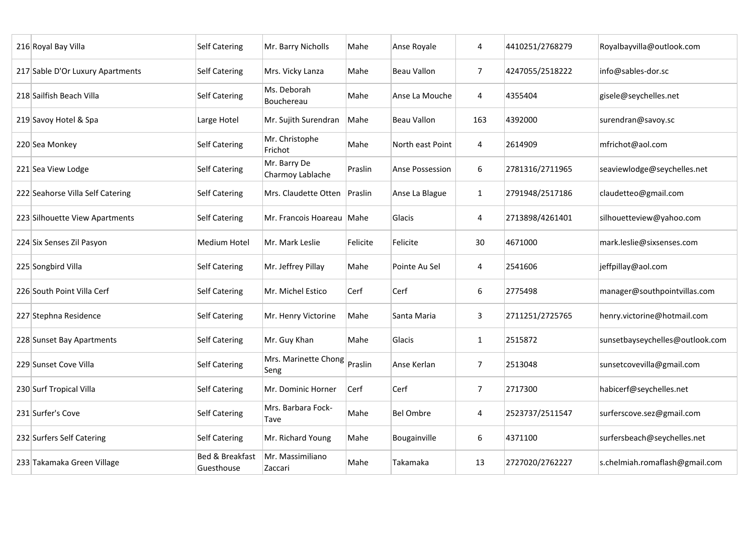| 216 | Royal Bay Villa | Self Catering | Mr. Barry Nicholls | Mahe | Anse Royale | 4 | 4410251/2768279 | Royalbayvilla@outlook.com |
|---|---|---|---|---|---|---|---|---|
| 217 | Sable D'Or Luxury Apartments | Self Catering | Mrs. Vicky Lanza | Mahe | Beau Vallon | 7 | 4247055/2518222 | info@sables-dor.sc |
| 218 | Sailfish Beach Villa | Self Catering | Ms. Deborah Bouchereau | Mahe | Anse La Mouche | 4 | 4355404 | gisele@seychelles.net |
| 219 | Savoy Hotel & Spa | Large Hotel | Mr. Sujith Surendran | Mahe | Beau Vallon | 163 | 4392000 | surendran@savoy.sc |
| 220 | Sea Monkey | Self Catering | Mr. Christophe Frichot | Mahe | North east Point | 4 | 2614909 | mfrichot@aol.com |
| 221 | Sea View Lodge | Self Catering | Mr. Barry De Charmoy Lablache | Praslin | Anse Possession | 6 | 2781316/2711965 | seaviewlodge@seychelles.net |
| 222 | Seahorse Villa Self Catering | Self Catering | Mrs. Claudette Otten | Praslin | Anse La Blague | 1 | 2791948/2517186 | claudetteo@gmail.com |
| 223 | Silhouette View Apartments | Self Catering | Mr. Francois Hoareau | Mahe | Glacis | 4 | 2713898/4261401 | silhouetteview@yahoo.com |
| 224 | Six Senses Zil Pasyon | Medium Hotel | Mr. Mark Leslie | Felicite | Felicite | 30 | 4671000 | mark.leslie@sixsenses.com |
| 225 | Songbird Villa | Self Catering | Mr. Jeffrey Pillay | Mahe | Pointe Au Sel | 4 | 2541606 | jeffpillay@aol.com |
| 226 | South Point Villa Cerf | Self Catering | Mr. Michel Estico | Cerf | Cerf | 6 | 2775498 | manager@southpointvillas.com |
| 227 | Stephna Residence | Self Catering | Mr. Henry Victorine | Mahe | Santa Maria | 3 | 2711251/2725765 | henry.victorine@hotmail.com |
| 228 | Sunset Bay Apartments | Self Catering | Mr. Guy Khan | Mahe | Glacis | 1 | 2515872 | sunsetbayseychelles@outlook.com |
| 229 | Sunset Cove Villa | Self Catering | Mrs. Marinette Chong Seng | Praslin | Anse Kerlan | 7 | 2513048 | sunsetcovevilla@gmail.com |
| 230 | Surf Tropical Villa | Self Catering | Mr. Dominic Horner | Cerf | Cerf | 7 | 2717300 | habicerf@seychelles.net |
| 231 | Surfer's Cove | Self Catering | Mrs. Barbara Fock-Tave | Mahe | Bel Ombre | 4 | 2523737/2511547 | surferscove.sez@gmail.com |
| 232 | Surfers Self Catering | Self Catering | Mr. Richard Young | Mahe | Bougainville | 6 | 4371100 | surfersbeach@seychelles.net |
| 233 | Takamaka Green Village | Bed & Breakfast Guesthouse | Mr. Massimiliano Zaccari | Mahe | Takamaka | 13 | 2727020/2762227 | s.chelmiah.romaflash@gmail.com |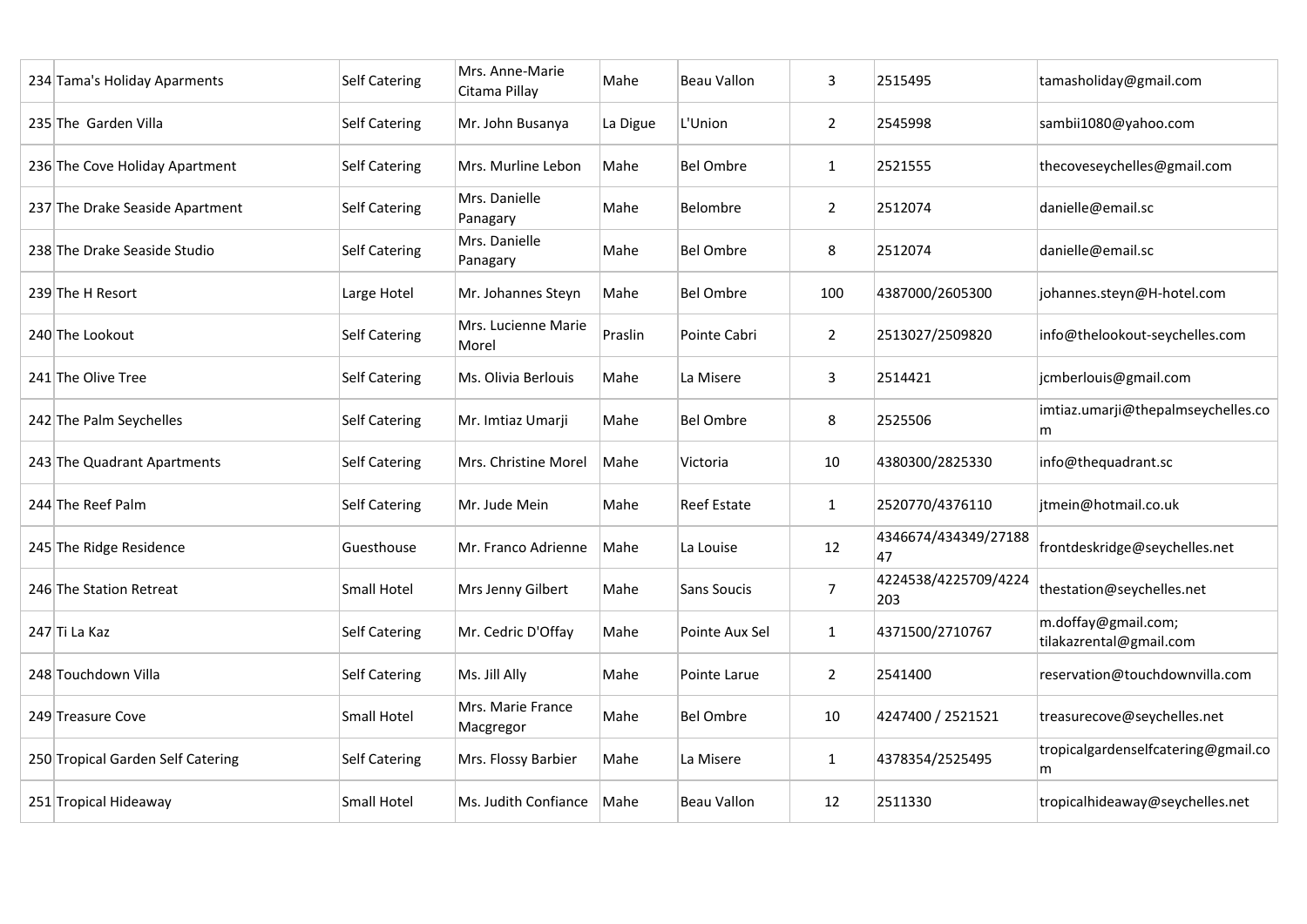| | | | | | | | | |
|---|---|---|---|---|---|---|---|---|
| 234 | Tama's Holiday Aparments | Self Catering | Mrs. Anne-Marie Citama Pillay | Mahe | Beau Vallon | 3 | 2515495 | tamasholiday@gmail.com |
| 235 | The  Garden Villa | Self Catering | Mr. John Busanya | La Digue | L'Union | 2 | 2545998 | sambii1080@yahoo.com |
| 236 | The Cove Holiday Apartment | Self Catering | Mrs. Murline Lebon | Mahe | Bel Ombre | 1 | 2521555 | thecoveseychelles@gmail.com |
| 237 | The Drake Seaside Apartment | Self Catering | Mrs. Danielle Panagary | Mahe | Belombre | 2 | 2512074 | danielle@email.sc |
| 238 | The Drake Seaside Studio | Self Catering | Mrs. Danielle Panagary | Mahe | Bel Ombre | 8 | 2512074 | danielle@email.sc |
| 239 | The H Resort | Large Hotel | Mr. Johannes Steyn | Mahe | Bel Ombre | 100 | 4387000/2605300 | johannes.steyn@H-hotel.com |
| 240 | The Lookout | Self Catering | Mrs. Lucienne Marie Morel | Praslin | Pointe Cabri | 2 | 2513027/2509820 | info@thelookout-seychelles.com |
| 241 | The Olive Tree | Self Catering | Ms. Olivia Berlouis | Mahe | La Misere | 3 | 2514421 | jcmberlouis@gmail.com |
| 242 | The Palm Seychelles | Self Catering | Mr. Imtiaz Umarji | Mahe | Bel Ombre | 8 | 2525506 | imtiaz.umarji@thepalmseychelles.com |
| 243 | The Quadrant Apartments | Self Catering | Mrs. Christine Morel | Mahe | Victoria | 10 | 4380300/2825330 | info@thequadrant.sc |
| 244 | The Reef Palm | Self Catering | Mr. Jude Mein | Mahe | Reef Estate | 1 | 2520770/4376110 | jtmein@hotmail.co.uk |
| 245 | The Ridge Residence | Guesthouse | Mr. Franco Adrienne | Mahe | La Louise | 12 | 4346674/434349/2718847 | frontdeskridge@seychelles.net |
| 246 | The Station Retreat | Small Hotel | Mrs Jenny Gilbert | Mahe | Sans Soucis | 7 | 4224538/4225709/4224203 | thestation@seychelles.net |
| 247 | Ti La Kaz | Self Catering | Mr. Cedric D'Offay | Mahe | Pointe Aux Sel | 1 | 4371500/2710767 | m.doffay@gmail.com; tilakazrental@gmail.com |
| 248 | Touchdown Villa | Self Catering | Ms. Jill Ally | Mahe | Pointe Larue | 2 | 2541400 | reservation@touchdownvilla.com |
| 249 | Treasure Cove | Small Hotel | Mrs. Marie France Macgregor | Mahe | Bel Ombre | 10 | 4247400 / 2521521 | treasurecove@seychelles.net |
| 250 | Tropical Garden Self Catering | Self Catering | Mrs. Flossy Barbier | Mahe | La Misere | 1 | 4378354/2525495 | tropicalgardenselfcatering@gmail.com |
| 251 | Tropical Hideaway | Small Hotel | Ms. Judith Confiance | Mahe | Beau Vallon | 12 | 2511330 | tropicalhideaway@seychelles.net |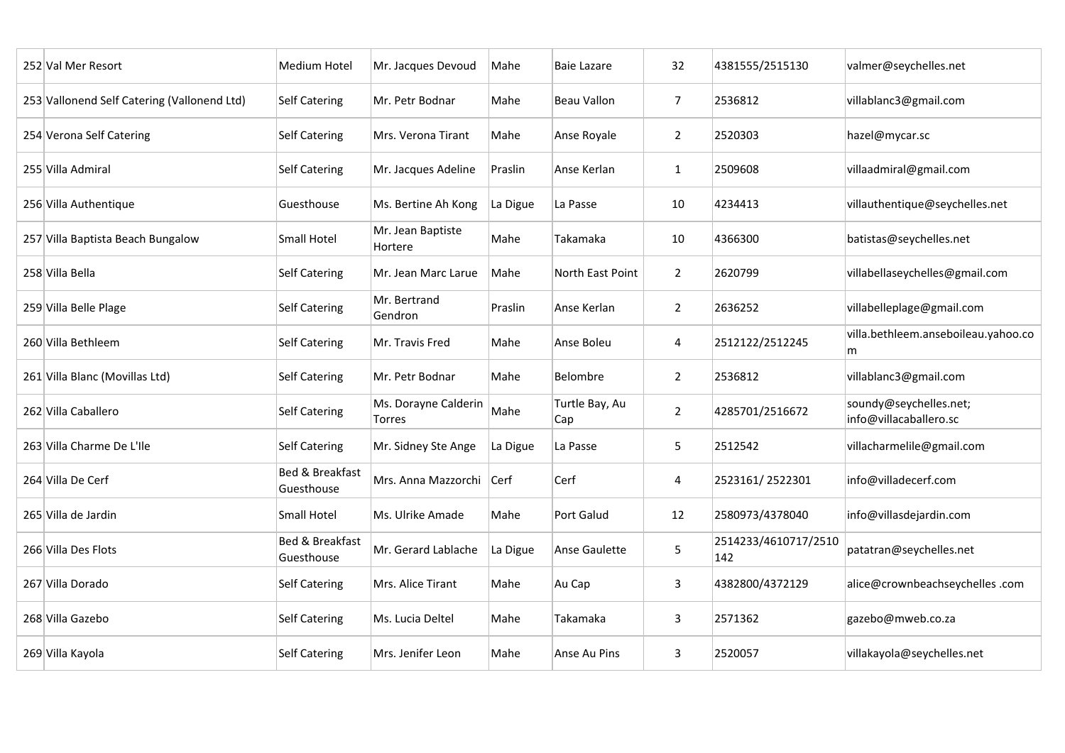| 252 | Val Mer Resort | Medium Hotel | Mr. Jacques Devoud | Mahe | Baie Lazare | 32 | 4381555/2515130 | valmer@seychelles.net |
|---|---|---|---|---|---|---|---|---|
| 253 | Vallonend Self Catering (Vallonend Ltd) | Self Catering | Mr. Petr Bodnar | Mahe | Beau Vallon | 7 | 2536812 | villablanc3@gmail.com |
| 254 | Verona Self Catering | Self Catering | Mrs. Verona Tirant | Mahe | Anse Royale | 2 | 2520303 | hazel@mycar.sc |
| 255 | Villa Admiral | Self Catering | Mr. Jacques Adeline | Praslin | Anse Kerlan | 1 | 2509608 | villaadmiral@gmail.com |
| 256 | Villa Authentique | Guesthouse | Ms. Bertine Ah Kong | La Digue | La Passe | 10 | 4234413 | villauthentique@seychelles.net |
| 257 | Villa Baptista Beach Bungalow | Small Hotel | Mr. Jean Baptiste Hortere | Mahe | Takamaka | 10 | 4366300 | batistas@seychelles.net |
| 258 | Villa Bella | Self Catering | Mr. Jean Marc Larue | Mahe | North East Point | 2 | 2620799 | villabellaseychelles@gmail.com |
| 259 | Villa Belle Plage | Self Catering | Mr. Bertrand Gendron | Praslin | Anse Kerlan | 2 | 2636252 | villabelleplage@gmail.com |
| 260 | Villa Bethleem | Self Catering | Mr. Travis Fred | Mahe | Anse Boleu | 4 | 2512122/2512245 | villa.bethleem.anseboileau.yahoo.com |
| 261 | Villa Blanc (Movillas Ltd) | Self Catering | Mr. Petr Bodnar | Mahe | Belombre | 2 | 2536812 | villablanc3@gmail.com |
| 262 | Villa Caballero | Self Catering | Ms. Dorayne Calderin Torres | Mahe | Turtle Bay, Au Cap | 2 | 4285701/2516672 | soundy@seychelles.net; info@villacaballero.sc |
| 263 | Villa Charme De L'Ile | Self Catering | Mr. Sidney Ste Ange | La Digue | La Passe | 5 | 2512542 | villacharmelile@gmail.com |
| 264 | Villa De Cerf | Bed & Breakfast Guesthouse | Mrs. Anna Mazzorchi | Cerf | Cerf | 4 | 2523161/ 2522301 | info@villadecerf.com |
| 265 | Villa de Jardin | Small Hotel | Ms. Ulrike Amade | Mahe | Port Galud | 12 | 2580973/4378040 | info@villasdejardin.com |
| 266 | Villa Des Flots | Bed & Breakfast Guesthouse | Mr. Gerard Lablache | La Digue | Anse Gaulette | 5 | 2514233/4610717/2510142 | patatran@seychelles.net |
| 267 | Villa Dorado | Self Catering | Mrs. Alice Tirant | Mahe | Au Cap | 3 | 4382800/4372129 | alice@crownbeachseychelles .com |
| 268 | Villa Gazebo | Self Catering | Ms. Lucia Deltel | Mahe | Takamaka | 3 | 2571362 | gazebo@mweb.co.za |
| 269 | Villa Kayola | Self Catering | Mrs. Jenifer Leon | Mahe | Anse Au Pins | 3 | 2520057 | villakayola@seychelles.net |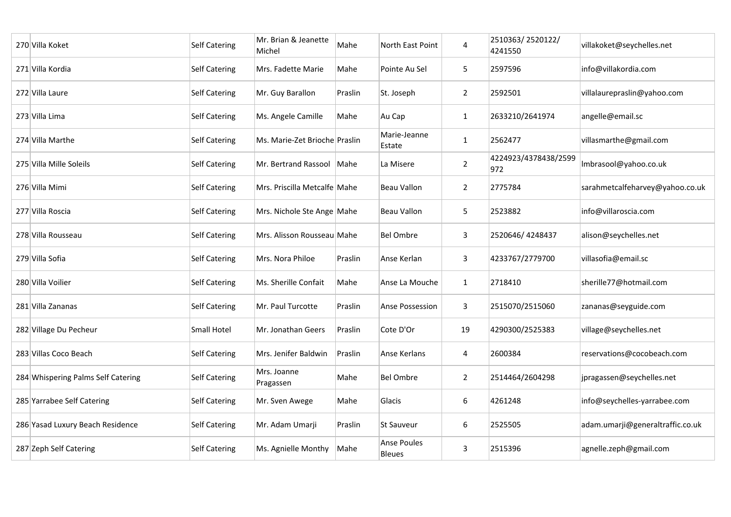| 270 | Villa Koket | Self Catering | Mr. Brian & Jeanette Michel | Mahe | North East Point | 4 | 2510363/ 2520122/ 4241550 | villakoket@seychelles.net |
|---|---|---|---|---|---|---|---|---|
| 271 | Villa Kordia | Self Catering | Mrs. Fadette Marie | Mahe | Pointe Au Sel | 5 | 2597596 | info@villakordia.com |
| 272 | Villa Laure | Self Catering | Mr. Guy Barallon | Praslin | St. Joseph | 2 | 2592501 | villalaurepraslin@yahoo.com |
| 273 | Villa Lima | Self Catering | Ms. Angele Camille | Mahe | Au Cap | 1 | 2633210/2641974 | angelle@email.sc |
| 274 | Villa Marthe | Self Catering | Ms. Marie-Zet Brioche | Praslin | Marie-Jeanne Estate | 1 | 2562477 | villasmarthe@gmail.com |
| 275 | Villa Mille Soleils | Self Catering | Mr. Bertrand Rassool | Mahe | La Misere | 2 | 4224923/4378438/2599972 | lmbrasool@yahoo.co.uk |
| 276 | Villa Mimi | Self Catering | Mrs. Priscilla Metcalfe | Mahe | Beau Vallon | 2 | 2775784 | sarahmetcalfeharvey@yahoo.co.uk |
| 277 | Villa Roscia | Self Catering | Mrs. Nichole Ste Ange | Mahe | Beau Vallon | 5 | 2523882 | info@villaroscia.com |
| 278 | Villa Rousseau | Self Catering | Mrs. Alisson Rousseau | Mahe | Bel Ombre | 3 | 2520646/ 4248437 | alison@seychelles.net |
| 279 | Villa Sofia | Self Catering | Mrs. Nora Philoe | Praslin | Anse Kerlan | 3 | 4233767/2779700 | villasofia@email.sc |
| 280 | Villa Voilier | Self Catering | Ms. Sherille Confait | Mahe | Anse La Mouche | 1 | 2718410 | sherille77@hotmail.com |
| 281 | Villa Zananas | Self Catering | Mr. Paul Turcotte | Praslin | Anse Possession | 3 | 2515070/2515060 | zananas@seyguide.com |
| 282 | Village Du Pecheur | Small Hotel | Mr. Jonathan Geers | Praslin | Cote D'Or | 19 | 4290300/2525383 | village@seychelles.net |
| 283 | Villas Coco Beach | Self Catering | Mrs. Jenifer Baldwin | Praslin | Anse Kerlans | 4 | 2600384 | reservations@cocobeach.com |
| 284 | Whispering Palms Self Catering | Self Catering | Mrs. Joanne Pragassen | Mahe | Bel Ombre | 2 | 2514464/2604298 | jpragassen@seychelles.net |
| 285 | Yarrabee Self Catering | Self Catering | Mr. Sven Awege | Mahe | Glacis | 6 | 4261248 | info@seychelles-yarrabee.com |
| 286 | Yasad Luxury Beach Residence | Self Catering | Mr. Adam Umarji | Praslin | St Sauveur | 6 | 2525505 | adam.umarji@generaltraffic.co.uk |
| 287 | Zeph Self Catering | Self Catering | Ms. Agnielle Monthy | Mahe | Anse Poules Bleues | 3 | 2515396 | agnelle.zeph@gmail.com |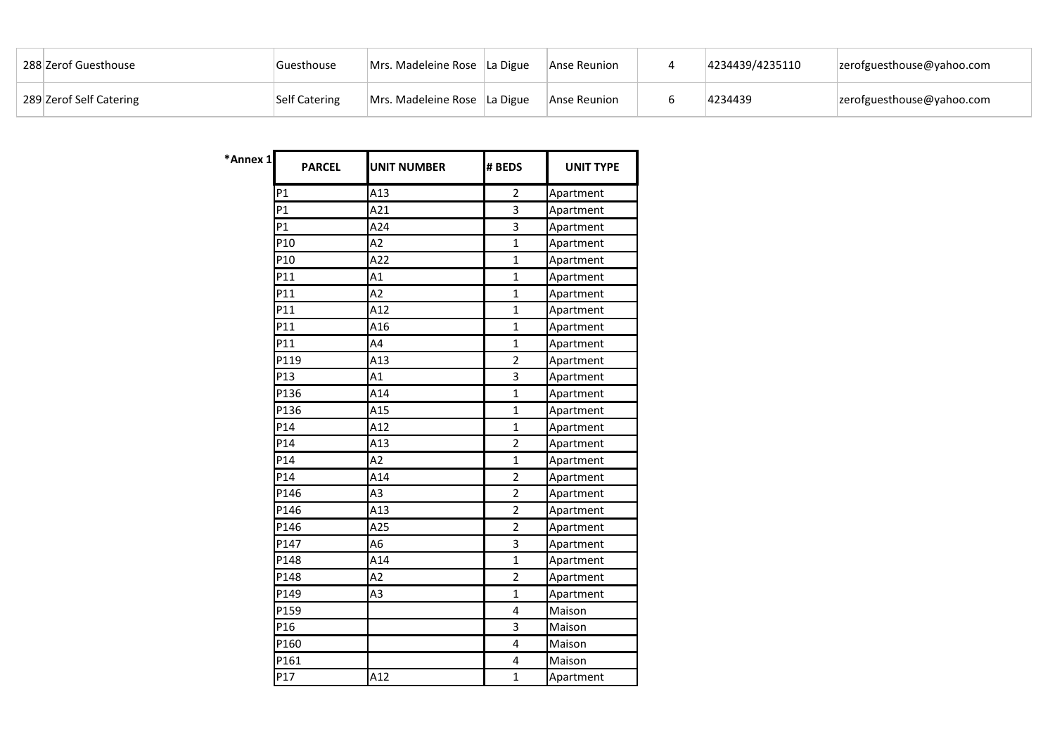| | | | | | | | |
|---|---|---|---|---|---|---|---|
| 288 | Zerof Guesthouse | Guesthouse | Mrs. Madeleine Rose | La Digue | Anse Reunion | 4 | 4234439/4235110 | zerofguesthouse@yahoo.com |
| 289 | Zerof Self Catering | Self Catering | Mrs. Madeleine Rose | La Digue | Anse Reunion | 6 | 4234439 | zerofguesthouse@yahoo.com |

**\*Annex 1**

| PARCEL | UNIT NUMBER | # BEDS | UNIT TYPE |
|---|---|---|---|
| P1 | A13 | 2 | Apartment |
| P1 | A21 | 3 | Apartment |
| P1 | A24 | 3 | Apartment |
| P10 | A2 | 1 | Apartment |
| P10 | A22 | 1 | Apartment |
| P11 | A1 | 1 | Apartment |
| P11 | A2 | 1 | Apartment |
| P11 | A12 | 1 | Apartment |
| P11 | A16 | 1 | Apartment |
| P11 | A4 | 1 | Apartment |
| P119 | A13 | 2 | Apartment |
| P13 | A1 | 3 | Apartment |
| P136 | A14 | 1 | Apartment |
| P136 | A15 | 1 | Apartment |
| P14 | A12 | 1 | Apartment |
| P14 | A13 | 2 | Apartment |
| P14 | A2 | 1 | Apartment |
| P14 | A14 | 2 | Apartment |
| P146 | A3 | 2 | Apartment |
| P146 | A13 | 2 | Apartment |
| P146 | A25 | 2 | Apartment |
| P147 | A6 | 3 | Apartment |
| P148 | A14 | 1 | Apartment |
| P148 | A2 | 2 | Apartment |
| P149 | A3 | 1 | Apartment |
| P159 | | 4 | Maison |
| P16 | | 3 | Maison |
| P160 | | 4 | Maison |
| P161 | | 4 | Maison |
| P17 | A12 | 1 | Apartment |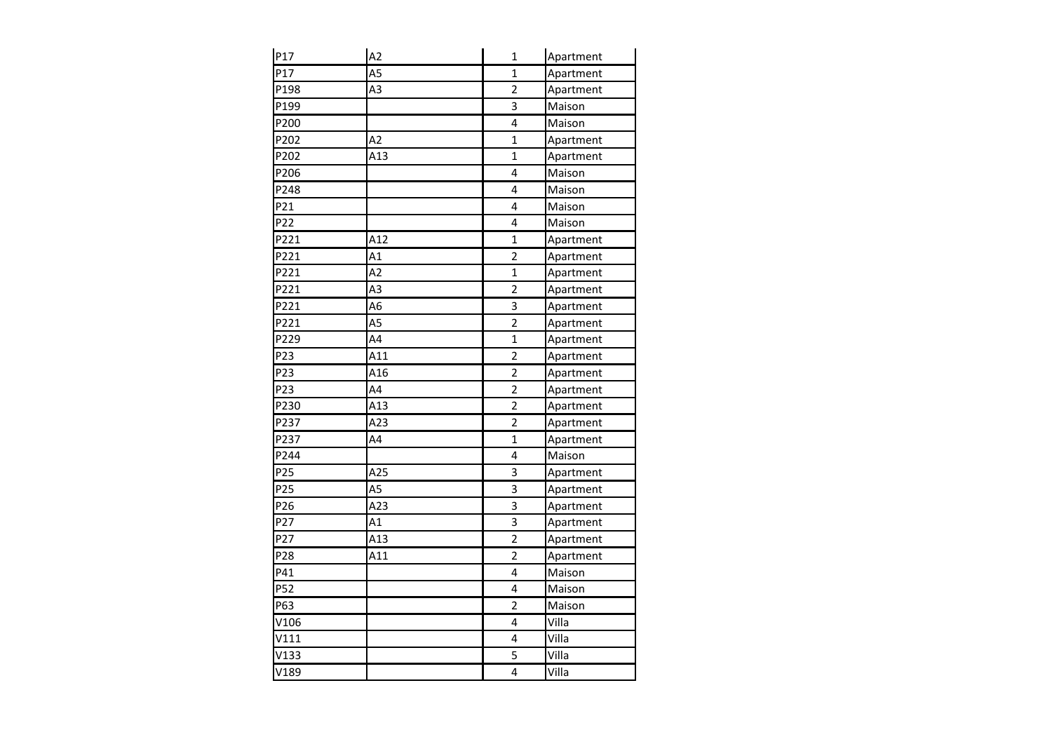| | | | |
|---|---|---|---|
| P17 | A2 | 1 | Apartment |
| P17 | A5 | 1 | Apartment |
| P198 | A3 | 2 | Apartment |
| P199 | | 3 | Maison |
| P200 | | 4 | Maison |
| P202 | A2 | 1 | Apartment |
| P202 | A13 | 1 | Apartment |
| P206 | | 4 | Maison |
| P248 | | 4 | Maison |
| P21 | | 4 | Maison |
| P22 | | 4 | Maison |
| P221 | A12 | 1 | Apartment |
| P221 | A1 | 2 | Apartment |
| P221 | A2 | 1 | Apartment |
| P221 | A3 | 2 | Apartment |
| P221 | A6 | 3 | Apartment |
| P221 | A5 | 2 | Apartment |
| P229 | A4 | 1 | Apartment |
| P23 | A11 | 2 | Apartment |
| P23 | A16 | 2 | Apartment |
| P23 | A4 | 2 | Apartment |
| P230 | A13 | 2 | Apartment |
| P237 | A23 | 2 | Apartment |
| P237 | A4 | 1 | Apartment |
| P244 | | 4 | Maison |
| P25 | A25 | 3 | Apartment |
| P25 | A5 | 3 | Apartment |
| P26 | A23 | 3 | Apartment |
| P27 | A1 | 3 | Apartment |
| P27 | A13 | 2 | Apartment |
| P28 | A11 | 2 | Apartment |
| P41 | | 4 | Maison |
| P52 | | 4 | Maison |
| P63 | | 2 | Maison |
| V106 | | 4 | Villa |
| V111 | | 4 | Villa |
| V133 | | 5 | Villa |
| V189 | | 4 | Villa |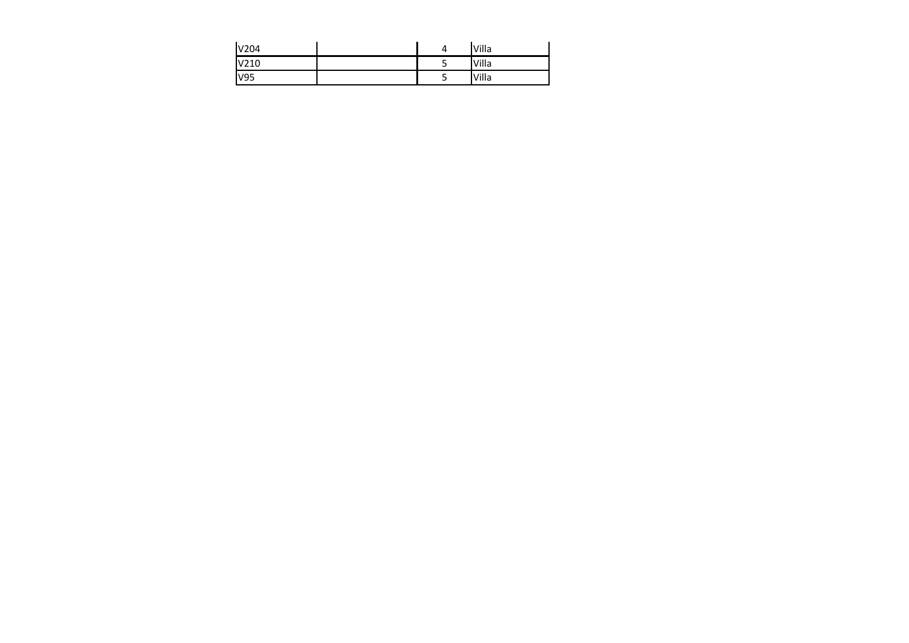| | | | |
|---|---|---|---|
| V204 | | 4 | Villa |
| V210 | | 5 | Villa |
| V95 | | 5 | Villa |